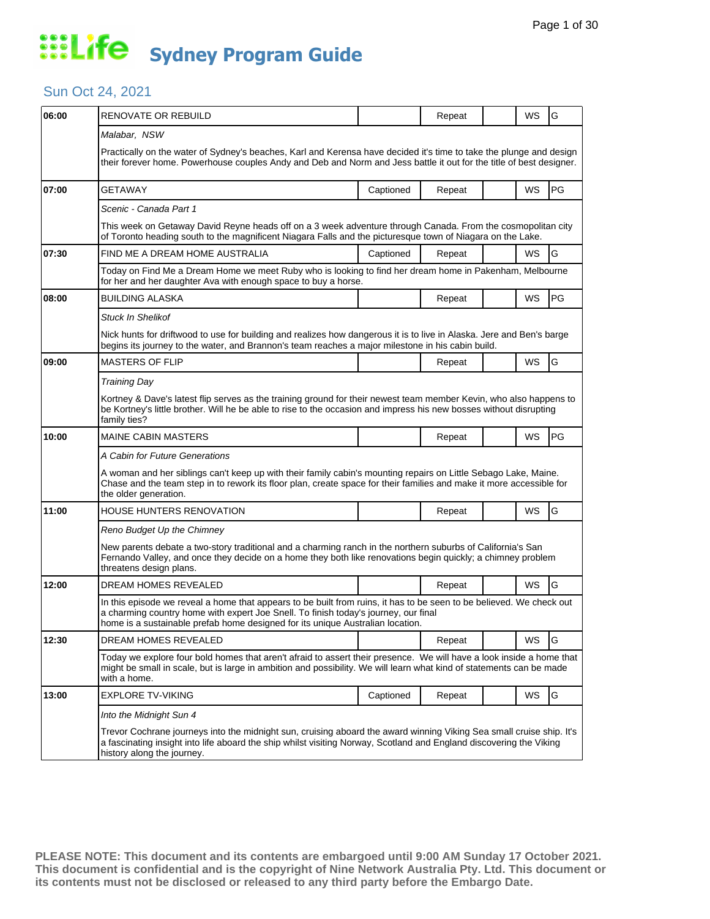# Life Sydney Program Guide

## Sun Oct 24, 2021

| Time | Program | Captioned | Repeat | | WS | Rating |
|---|---|---|---|---|---|---|
| 06:00 | RENOVATE OR REBUILD | | Repeat | | WS | G |
| | *Malabar, NSW* | | | | | |
| | Practically on the water of Sydney's beaches, Karl and Kerensa have decided it's time to take the plunge and design their forever home. Powerhouse couples Andy and Deb and Norm and Jess battle it out for the title of best designer. | | | | | |
| 07:00 | GETAWAY | Captioned | Repeat | | WS | PG |
| | *Scenic - Canada Part 1* | | | | | |
| | This week on Getaway David Reyne heads off on a 3 week adventure through Canada. From the cosmopolitan city of Toronto heading south to the magnificent Niagara Falls and the picturesque town of Niagara on the Lake. | | | | | |
| 07:30 | FIND ME A DREAM HOME AUSTRALIA | Captioned | Repeat | | WS | G |
| | Today on Find Me a Dream Home we meet Ruby who is looking to find her dream home in Pakenham, Melbourne for her and her daughter Ava with enough space to buy a horse. | | | | | |
| 08:00 | BUILDING ALASKA | | Repeat | | WS | PG |
| | *Stuck In Shelikof* | | | | | |
| | Nick hunts for driftwood to use for building and realizes how dangerous it is to live in Alaska. Jere and Ben's barge begins its journey to the water, and Brannon's team reaches a major milestone in his cabin build. | | | | | |
| 09:00 | MASTERS OF FLIP | | Repeat | | WS | G |
| | *Training Day* | | | | | |
| | Kortney & Dave's latest flip serves as the training ground for their newest team member Kevin, who also happens to be Kortney's little brother. Will he be able to rise to the occasion and impress his new bosses without disrupting family ties? | | | | | |
| 10:00 | MAINE CABIN MASTERS | | Repeat | | WS | PG |
| | *A Cabin for Future Generations* | | | | | |
| | A woman and her siblings can't keep up with their family cabin's mounting repairs on Little Sebago Lake, Maine. Chase and the team step in to rework its floor plan, create space for their families and make it more accessible for the older generation. | | | | | |
| 11:00 | HOUSE HUNTERS RENOVATION | | Repeat | | WS | G |
| | *Reno Budget Up the Chimney* | | | | | |
| | New parents debate a two-story traditional and a charming ranch in the northern suburbs of California's San Fernando Valley, and once they decide on a home they both like renovations begin quickly; a chimney problem threatens design plans. | | | | | |
| 12:00 | DREAM HOMES REVEALED | | Repeat | | WS | G |
| | In this episode we reveal a home that appears to be built from ruins, it has to be seen to be believed. We check out a charming country home with expert Joe Snell. To finish today's journey, our final home is a sustainable prefab home designed for its unique Australian location. | | | | | |
| 12:30 | DREAM HOMES REVEALED | | Repeat | | WS | G |
| | Today we explore four bold homes that aren't afraid to assert their presence. We will have a look inside a home that might be small in scale, but is large in ambition and possibility. We will learn what kind of statements can be made with a home. | | | | | |
| 13:00 | EXPLORE TV-VIKING | Captioned | Repeat | | WS | G |
| | *Into the Midnight Sun 4* | | | | | |
| | Trevor Cochrane journeys into the midnight sun, cruising aboard the award winning Viking Sea small cruise ship. It's a fascinating insight into life aboard the ship whilst visiting Norway, Scotland and England discovering the Viking history along the journey. | | | | | |

**PLEASE NOTE: This document and its contents are embargoed until 9:00 AM Sunday 17 October 2021. This document is confidential and is the copyright of Nine Network Australia Pty. Ltd. This document or its contents must not be disclosed or released to any third party before the Embargo Date.**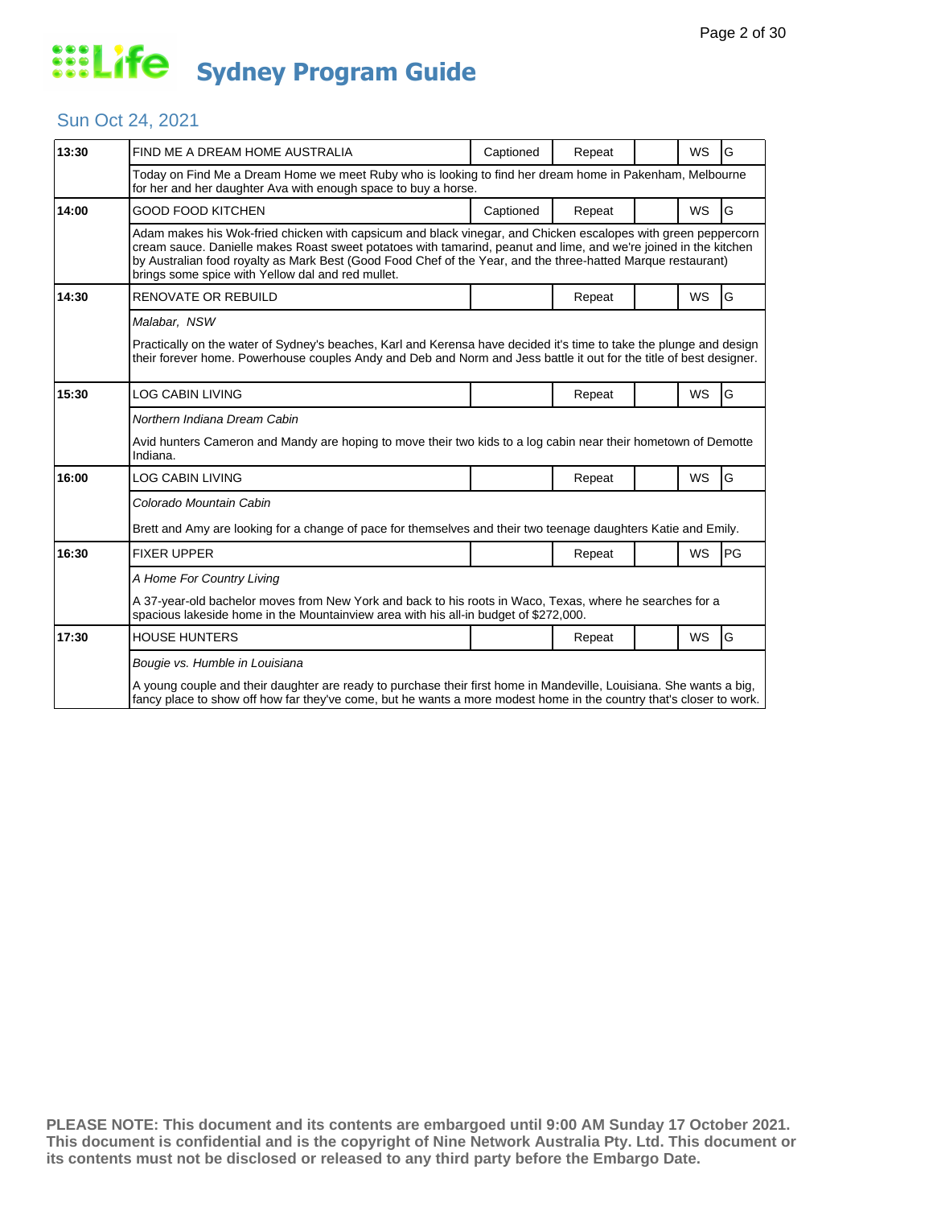# Life Sydney Program Guide

## Sun Oct 24, 2021

| Time | Program | Captioned | Repeat | | WS | Rating |
|---|---|---|---|---|---|---|
| 13:30 | FIND ME A DREAM HOME AUSTRALIA | Captioned | Repeat | | WS | G |
| | Today on Find Me a Dream Home we meet Ruby who is looking to find her dream home in Pakenham, Melbourne for her and her daughter Ava with enough space to buy a horse. | | | | | |
| 14:00 | GOOD FOOD KITCHEN | Captioned | Repeat | | WS | G |
| | Adam makes his Wok-fried chicken with capsicum and black vinegar, and Chicken escalopes with green peppercorn cream sauce. Danielle makes Roast sweet potatoes with tamarind, peanut and lime, and we're joined in the kitchen by Australian food royalty as Mark Best (Good Food Chef of the Year, and the three-hatted Marque restaurant) brings some spice with Yellow dal and red mullet. | | | | | |
| 14:30 | RENOVATE OR REBUILD | | Repeat | | WS | G |
| | *Malabar, NSW*<br><br>Practically on the water of Sydney's beaches, Karl and Kerensa have decided it's time to take the plunge and design their forever home. Powerhouse couples Andy and Deb and Norm and Jess battle it out for the title of best designer. | | | | | |
| 15:30 | LOG CABIN LIVING | | Repeat | | WS | G |
| | *Northern Indiana Dream Cabin*<br><br>Avid hunters Cameron and Mandy are hoping to move their two kids to a log cabin near their hometown of Demotte Indiana. | | | | | |
| 16:00 | LOG CABIN LIVING | | Repeat | | WS | G |
| | *Colorado Mountain Cabin*<br><br>Brett and Amy are looking for a change of pace for themselves and their two teenage daughters Katie and Emily. | | | | | |
| 16:30 | FIXER UPPER | | Repeat | | WS | PG |
| | *A Home For Country Living*<br><br>A 37-year-old bachelor moves from New York and back to his roots in Waco, Texas, where he searches for a spacious lakeside home in the Mountainview area with his all-in budget of $272,000. | | | | | |
| 17:30 | HOUSE HUNTERS | | Repeat | | WS | G |
| | *Bougie vs. Humble in Louisiana*<br><br>A young couple and their daughter are ready to purchase their first home in Mandeville, Louisiana. She wants a big, fancy place to show off how far they've come, but he wants a more modest home in the country that's closer to work. | | | | | |

**PLEASE NOTE: This document and its contents are embargoed until 9:00 AM Sunday 17 October 2021. This document is confidential and is the copyright of Nine Network Australia Pty. Ltd. This document or its contents must not be disclosed or released to any third party before the Embargo Date.**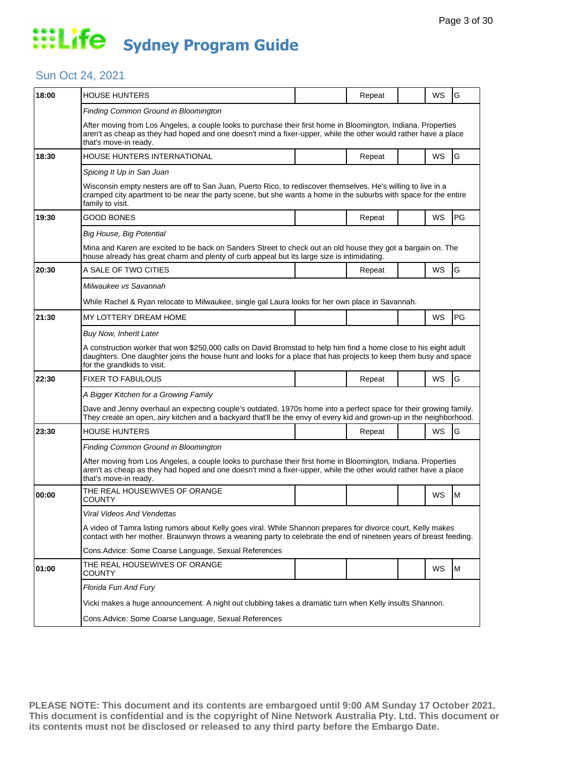# Life Sydney Program Guide

## Sun Oct 24, 2021

| Time | Program | | Repeat | | WS | Rating |
|---|---|---|---|---|---|---|
| 18:00 | HOUSE HUNTERS | | Repeat | | WS | G |
| | *Finding Common Ground in Bloomington* | | | | | |
| | After moving from Los Angeles, a couple looks to purchase their first home in Bloomington, Indiana. Properties aren't as cheap as they had hoped and one doesn't mind a fixer-upper, while the other would rather have a place that's move-in ready. | | | | | |
| 18:30 | HOUSE HUNTERS INTERNATIONAL | | Repeat | | WS | G |
| | *Spicing It Up in San Juan* | | | | | |
| | Wisconsin empty nesters are off to San Juan, Puerto Rico, to rediscover themselves. He's willing to live in a cramped city apartment to be near the party scene, but she wants a home in the suburbs with space for the entire family to visit. | | | | | |
| 19:30 | GOOD BONES | | Repeat | | WS | PG |
| | *Big House, Big Potential* | | | | | |
| | Mina and Karen are excited to be back on Sanders Street to check out an old house they got a bargain on. The house already has great charm and plenty of curb appeal but its large size is intimidating. | | | | | |
| 20:30 | A SALE OF TWO CITIES | | Repeat | | WS | G |
| | *Milwaukee vs Savannah* | | | | | |
| | While Rachel & Ryan relocate to Milwaukee, single gal Laura looks for her own place in Savannah. | | | | | |
| 21:30 | MY LOTTERY DREAM HOME | | | | WS | PG |
| | *Buy Now, Inherit Later* | | | | | |
| | A construction worker that won $250,000 calls on David Bromstad to help him find a home close to his eight adult daughters. One daughter joins the house hunt and looks for a place that has projects to keep them busy and space for the grandkids to visit. | | | | | |
| 22:30 | FIXER TO FABULOUS | | Repeat | | WS | G |
| | *A Bigger Kitchen for a Growing Family* | | | | | |
| | Dave and Jenny overhaul an expecting couple's outdated, 1970s home into a perfect space for their growing family. They create an open, airy kitchen and a backyard that'll be the envy of every kid and grown-up in the neighborhood. | | | | | |
| 23:30 | HOUSE HUNTERS | | Repeat | | WS | G |
| | *Finding Common Ground in Bloomington* | | | | | |
| | After moving from Los Angeles, a couple looks to purchase their first home in Bloomington, Indiana. Properties aren't as cheap as they had hoped and one doesn't mind a fixer-upper, while the other would rather have a place that's move-in ready. | | | | | |
| 00:00 | THE REAL HOUSEWIVES OF ORANGE COUNTY | | | | WS | M |
| | *Viral Videos And Vendettas* | | | | | |
| | A video of Tamra listing rumors about Kelly goes viral. While Shannon prepares for divorce court, Kelly makes contact with her mother. Braunwyn throws a weaning party to celebrate the end of nineteen years of breast feeding. | | | | | |
| | Cons.Advice: Some Coarse Language, Sexual References | | | | | |
| 01:00 | THE REAL HOUSEWIVES OF ORANGE COUNTY | | | | WS | M |
| | *Florida Fun And Fury* | | | | | |
| | Vicki makes a huge announcement. A night out clubbing takes a dramatic turn when Kelly insults Shannon. | | | | | |
| | Cons.Advice: Some Coarse Language, Sexual References | | | | | |

**PLEASE NOTE: This document and its contents are embargoed until 9:00 AM Sunday 17 October 2021. This document is confidential and is the copyright of Nine Network Australia Pty. Ltd. This document or its contents must not be disclosed or released to any third party before the Embargo Date.**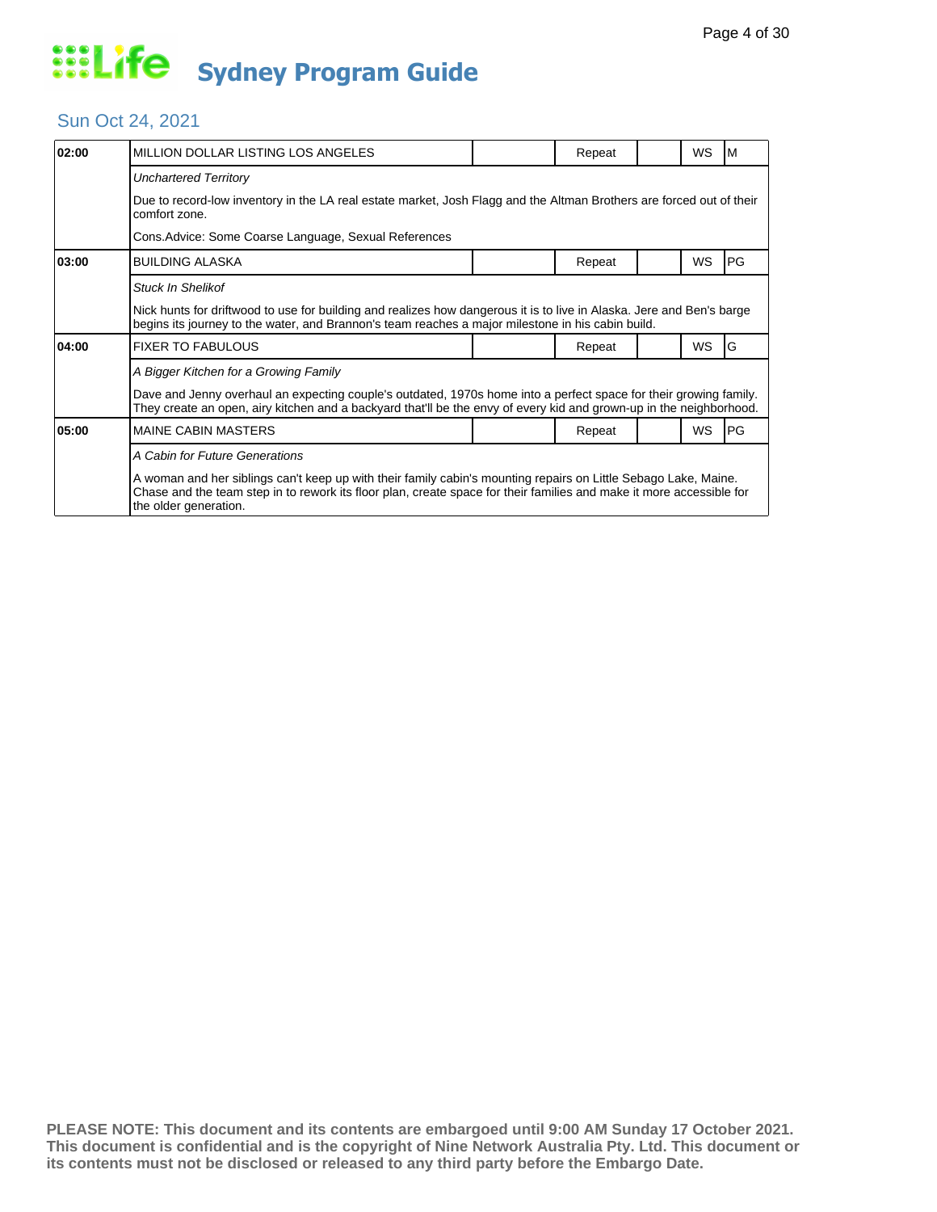# Life Sydney Program Guide

## Sun Oct 24, 2021

| Time | Program | | Status | | Format | Rating |
|---|---|---|---|---|---|---|
| 02:00 | MILLION DOLLAR LISTING LOS ANGELES | | Repeat | | WS | M |
| | *Unchartered Territory* | | | | | |
| | Due to record-low inventory in the LA real estate market, Josh Flagg and the Altman Brothers are forced out of their comfort zone. | | | | | |
| | Cons.Advice: Some Coarse Language, Sexual References | | | | | |
| 03:00 | BUILDING ALASKA | | Repeat | | WS | PG |
| | *Stuck In Shelikof* | | | | | |
| | Nick hunts for driftwood to use for building and realizes how dangerous it is to live in Alaska. Jere and Ben's barge begins its journey to the water, and Brannon's team reaches a major milestone in his cabin build. | | | | | |
| 04:00 | FIXER TO FABULOUS | | Repeat | | WS | G |
| | *A Bigger Kitchen for a Growing Family* | | | | | |
| | Dave and Jenny overhaul an expecting couple's outdated, 1970s home into a perfect space for their growing family. They create an open, airy kitchen and a backyard that'll be the envy of every kid and grown-up in the neighborhood. | | | | | |
| 05:00 | MAINE CABIN MASTERS | | Repeat | | WS | PG |
| | *A Cabin for Future Generations* | | | | | |
| | A woman and her siblings can't keep up with their family cabin's mounting repairs on Little Sebago Lake, Maine. Chase and the team step in to rework its floor plan, create space for their families and make it more accessible for the older generation. | | | | | |

**PLEASE NOTE: This document and its contents are embargoed until 9:00 AM Sunday 17 October 2021. This document is confidential and is the copyright of Nine Network Australia Pty. Ltd. This document or its contents must not be disclosed or released to any third party before the Embargo Date.**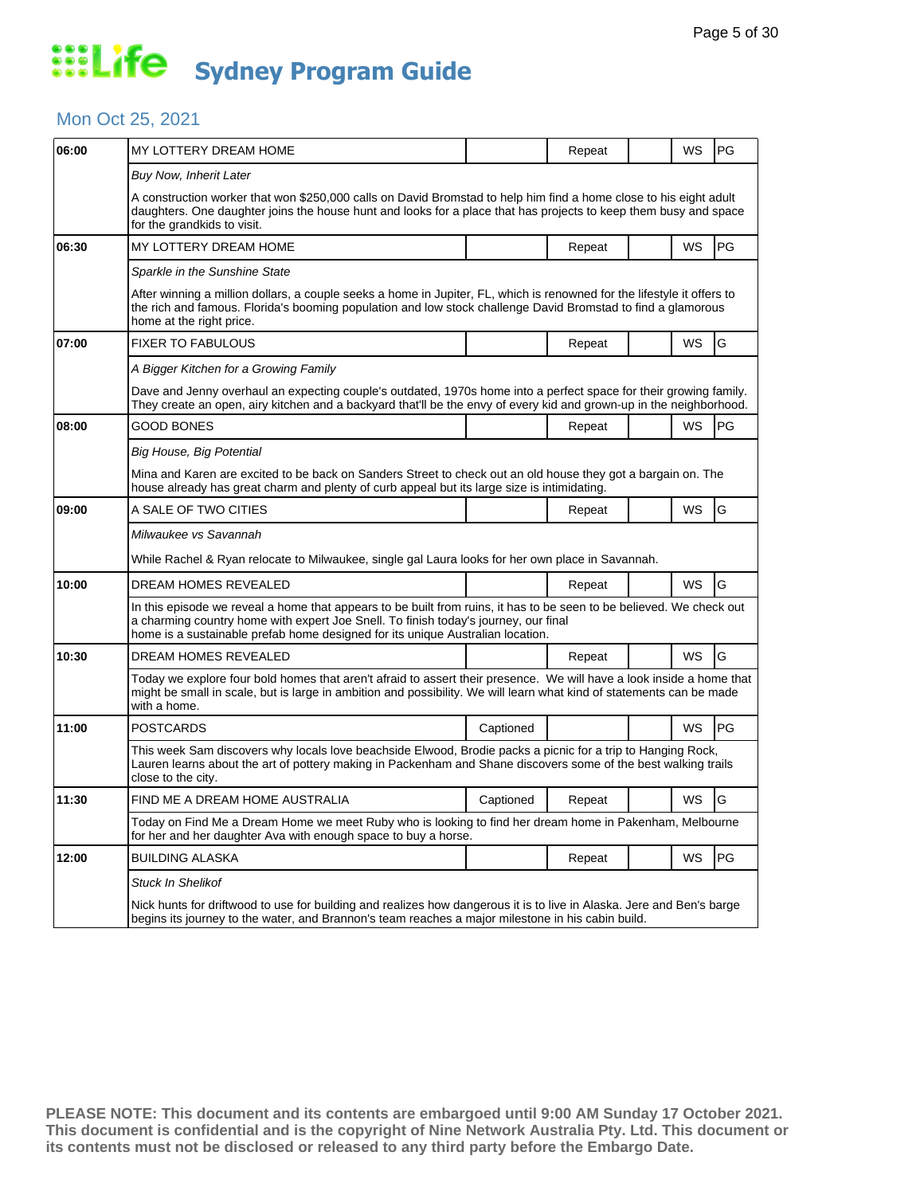# Life Sydney Program Guide

## Mon Oct 25, 2021

| Time | Program | Captioned | Repeat | | WS | Rating |
|---|---|---|---|---|---|---|
| 06:00 | MY LOTTERY DREAM HOME | | Repeat | | WS | PG |
| | *Buy Now, Inherit Later* | | | | | |
| | A construction worker that won $250,000 calls on David Bromstad to help him find a home close to his eight adult daughters. One daughter joins the house hunt and looks for a place that has projects to keep them busy and space for the grandkids to visit. | | | | | |
| 06:30 | MY LOTTERY DREAM HOME | | Repeat | | WS | PG |
| | *Sparkle in the Sunshine State* | | | | | |
| | After winning a million dollars, a couple seeks a home in Jupiter, FL, which is renowned for the lifestyle it offers to the rich and famous. Florida's booming population and low stock challenge David Bromstad to find a glamorous home at the right price. | | | | | |
| 07:00 | FIXER TO FABULOUS | | Repeat | | WS | G |
| | *A Bigger Kitchen for a Growing Family* | | | | | |
| | Dave and Jenny overhaul an expecting couple's outdated, 1970s home into a perfect space for their growing family. They create an open, airy kitchen and a backyard that'll be the envy of every kid and grown-up in the neighborhood. | | | | | |
| 08:00 | GOOD BONES | | Repeat | | WS | PG |
| | *Big House, Big Potential* | | | | | |
| | Mina and Karen are excited to be back on Sanders Street to check out an old house they got a bargain on. The house already has great charm and plenty of curb appeal but its large size is intimidating. | | | | | |
| 09:00 | A SALE OF TWO CITIES | | Repeat | | WS | G |
| | *Milwaukee vs Savannah* | | | | | |
| | While Rachel & Ryan relocate to Milwaukee, single gal Laura looks for her own place in Savannah. | | | | | |
| 10:00 | DREAM HOMES REVEALED | | Repeat | | WS | G |
| | In this episode we reveal a home that appears to be built from ruins, it has to be seen to be believed. We check out a charming country home with expert Joe Snell. To finish today's journey, our final home is a sustainable prefab home designed for its unique Australian location. | | | | | |
| 10:30 | DREAM HOMES REVEALED | | Repeat | | WS | G |
| | Today we explore four bold homes that aren't afraid to assert their presence. We will have a look inside a home that might be small in scale, but is large in ambition and possibility. We will learn what kind of statements can be made with a home. | | | | | |
| 11:00 | POSTCARDS | Captioned | | | WS | PG |
| | This week Sam discovers why locals love beachside Elwood, Brodie packs a picnic for a trip to Hanging Rock, Lauren learns about the art of pottery making in Packenham and Shane discovers some of the best walking trails close to the city. | | | | | |
| 11:30 | FIND ME A DREAM HOME AUSTRALIA | Captioned | Repeat | | WS | G |
| | Today on Find Me a Dream Home we meet Ruby who is looking to find her dream home in Pakenham, Melbourne for her and her daughter Ava with enough space to buy a horse. | | | | | |
| 12:00 | BUILDING ALASKA | | Repeat | | WS | PG |
| | *Stuck In Shelikof* | | | | | |
| | Nick hunts for driftwood to use for building and realizes how dangerous it is to live in Alaska. Jere and Ben's barge begins its journey to the water, and Brannon's team reaches a major milestone in his cabin build. | | | | | |

**PLEASE NOTE: This document and its contents are embargoed until 9:00 AM Sunday 17 October 2021. This document is confidential and is the copyright of Nine Network Australia Pty. Ltd. This document or its contents must not be disclosed or released to any third party before the Embargo Date.**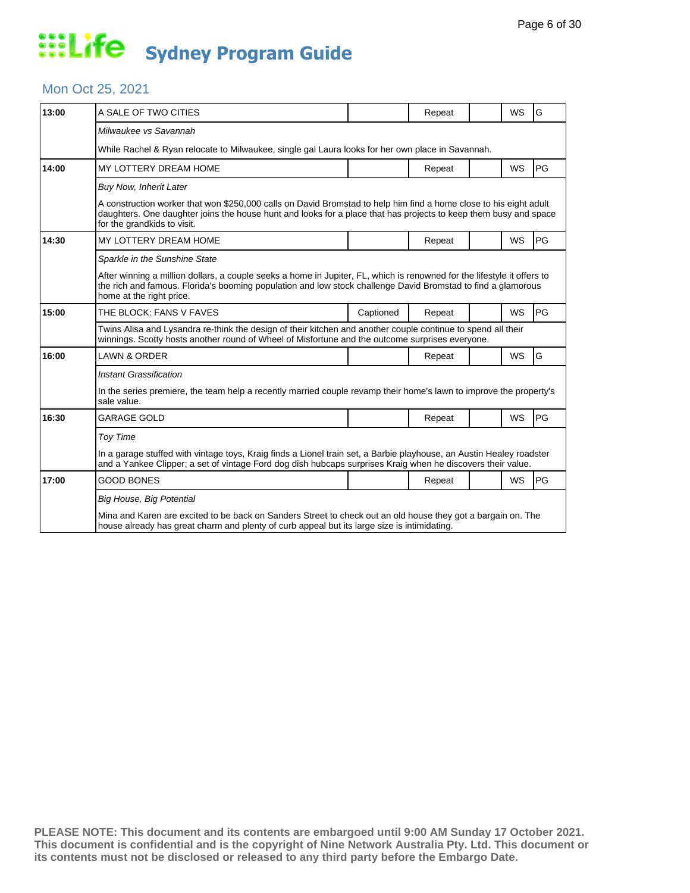# Life Sydney Program Guide

## Mon Oct 25, 2021

| Time | Program | Captioned | Repeat | | WS | Rating |
|---|---|---|---|---|---|---|
| 13:00 | A SALE OF TWO CITIES | | Repeat | | WS | G |
| | *Milwaukee vs Savannah* | | | | | |
| | While Rachel & Ryan relocate to Milwaukee, single gal Laura looks for her own place in Savannah. | | | | | |
| 14:00 | MY LOTTERY DREAM HOME | | Repeat | | WS | PG |
| | *Buy Now, Inherit Later* | | | | | |
| | A construction worker that won $250,000 calls on David Bromstad to help him find a home close to his eight adult daughters. One daughter joins the house hunt and looks for a place that has projects to keep them busy and space for the grandkids to visit. | | | | | |
| 14:30 | MY LOTTERY DREAM HOME | | Repeat | | WS | PG |
| | *Sparkle in the Sunshine State* | | | | | |
| | After winning a million dollars, a couple seeks a home in Jupiter, FL, which is renowned for the lifestyle it offers to the rich and famous. Florida's booming population and low stock challenge David Bromstad to find a glamorous home at the right price. | | | | | |
| 15:00 | THE BLOCK: FANS V FAVES | Captioned | Repeat | | WS | PG |
| | Twins Alisa and Lysandra re-think the design of their kitchen and another couple continue to spend all their winnings. Scotty hosts another round of Wheel of Misfortune and the outcome surprises everyone. | | | | | |
| 16:00 | LAWN & ORDER | | Repeat | | WS | G |
| | *Instant Grassification* | | | | | |
| | In the series premiere, the team help a recently married couple revamp their home's lawn to improve the property's sale value. | | | | | |
| 16:30 | GARAGE GOLD | | Repeat | | WS | PG |
| | *Toy Time* | | | | | |
| | In a garage stuffed with vintage toys, Kraig finds a Lionel train set, a Barbie playhouse, an Austin Healey roadster and a Yankee Clipper; a set of vintage Ford dog dish hubcaps surprises Kraig when he discovers their value. | | | | | |
| 17:00 | GOOD BONES | | Repeat | | WS | PG |
| | *Big House, Big Potential* | | | | | |
| | Mina and Karen are excited to be back on Sanders Street to check out an old house they got a bargain on. The house already has great charm and plenty of curb appeal but its large size is intimidating. | | | | | |

**PLEASE NOTE: This document and its contents are embargoed until 9:00 AM Sunday 17 October 2021. This document is confidential and is the copyright of Nine Network Australia Pty. Ltd. This document or its contents must not be disclosed or released to any third party before the Embargo Date.**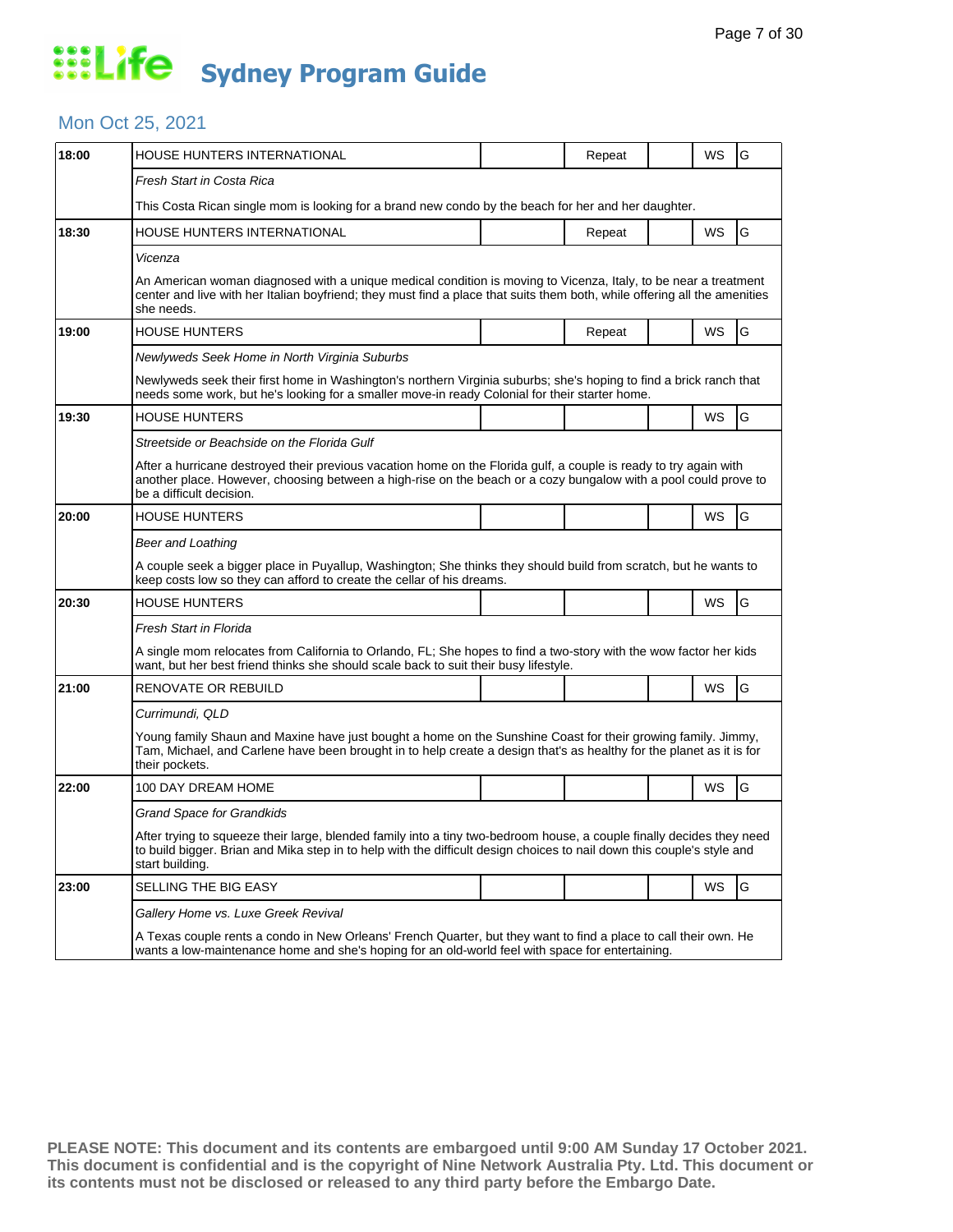# Life Sydney Program Guide

## Mon Oct 25, 2021

| Time | Program | | Repeat | | WS | Rating |
|---|---|---|---|---|---|---|
| 18:00 | HOUSE HUNTERS INTERNATIONAL | | Repeat | | WS | G |
| | *Fresh Start in Costa Rica* | | | | | |
| | This Costa Rican single mom is looking for a brand new condo by the beach for her and her daughter. | | | | | |
| 18:30 | HOUSE HUNTERS INTERNATIONAL | | Repeat | | WS | G |
| | *Vicenza* | | | | | |
| | An American woman diagnosed with a unique medical condition is moving to Vicenza, Italy, to be near a treatment center and live with her Italian boyfriend; they must find a place that suits them both, while offering all the amenities she needs. | | | | | |
| 19:00 | HOUSE HUNTERS | | Repeat | | WS | G |
| | *Newlyweds Seek Home in North Virginia Suburbs* | | | | | |
| | Newlyweds seek their first home in Washington's northern Virginia suburbs; she's hoping to find a brick ranch that needs some work, but he's looking for a smaller move-in ready Colonial for their starter home. | | | | | |
| 19:30 | HOUSE HUNTERS | | | | WS | G |
| | *Streetside or Beachside on the Florida Gulf* | | | | | |
| | After a hurricane destroyed their previous vacation home on the Florida gulf, a couple is ready to try again with another place. However, choosing between a high-rise on the beach or a cozy bungalow with a pool could prove to be a difficult decision. | | | | | |
| 20:00 | HOUSE HUNTERS | | | | WS | G |
| | *Beer and Loathing* | | | | | |
| | A couple seek a bigger place in Puyallup, Washington; She thinks they should build from scratch, but he wants to keep costs low so they can afford to create the cellar of his dreams. | | | | | |
| 20:30 | HOUSE HUNTERS | | | | WS | G |
| | *Fresh Start in Florida* | | | | | |
| | A single mom relocates from California to Orlando, FL; She hopes to find a two-story with the wow factor her kids want, but her best friend thinks she should scale back to suit their busy lifestyle. | | | | | |
| 21:00 | RENOVATE OR REBUILD | | | | WS | G |
| | *Currimundi, QLD* | | | | | |
| | Young family Shaun and Maxine have just bought a home on the Sunshine Coast for their growing family. Jimmy, Tam, Michael, and Carlene have been brought in to help create a design that's as healthy for the planet as it is for their pockets. | | | | | |
| 22:00 | 100 DAY DREAM HOME | | | | WS | G |
| | *Grand Space for Grandkids* | | | | | |
| | After trying to squeeze their large, blended family into a tiny two-bedroom house, a couple finally decides they need to build bigger. Brian and Mika step in to help with the difficult design choices to nail down this couple's style and start building. | | | | | |
| 23:00 | SELLING THE BIG EASY | | | | WS | G |
| | *Gallery Home vs. Luxe Greek Revival* | | | | | |
| | A Texas couple rents a condo in New Orleans' French Quarter, but they want to find a place to call their own. He wants a low-maintenance home and she's hoping for an old-world feel with space for entertaining. | | | | | |

**PLEASE NOTE: This document and its contents are embargoed until 9:00 AM Sunday 17 October 2021. This document is confidential and is the copyright of Nine Network Australia Pty. Ltd. This document or its contents must not be disclosed or released to any third party before the Embargo Date.**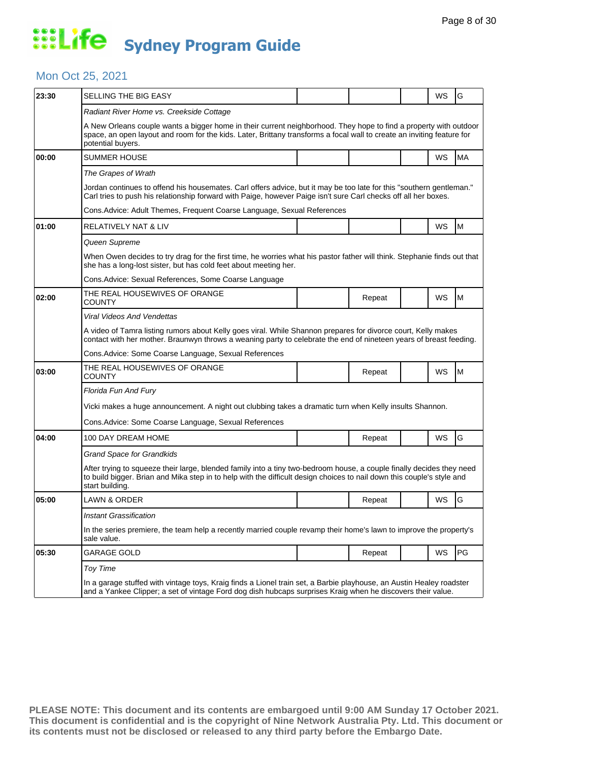# Life Sydney Program Guide

## Mon Oct 25, 2021

| Time | Program | | | | | |
|---|---|---|---|---|---|---|
| 23:30 | SELLING THE BIG EASY | | | | WS | G |
| | *Radiant River Home vs. Creekside Cottage* | | | | | |
| | A New Orleans couple wants a bigger home in their current neighborhood. They hope to find a property with outdoor space, an open layout and room for the kids. Later, Brittany transforms a focal wall to create an inviting feature for potential buyers. | | | | | |
| 00:00 | SUMMER HOUSE | | | | WS | MA |
| | *The Grapes of Wrath* | | | | | |
| | Jordan continues to offend his housemates. Carl offers advice, but it may be too late for this "southern gentleman." Carl tries to push his relationship forward with Paige, however Paige isn't sure Carl checks off all her boxes. | | | | | |
| | Cons.Advice: Adult Themes, Frequent Coarse Language, Sexual References | | | | | |
| 01:00 | RELATIVELY NAT & LIV | | | | WS | M |
| | *Queen Supreme* | | | | | |
| | When Owen decides to try drag for the first time, he worries what his pastor father will think. Stephanie finds out that she has a long-lost sister, but has cold feet about meeting her. | | | | | |
| | Cons.Advice: Sexual References, Some Coarse Language | | | | | |
| 02:00 | THE REAL HOUSEWIVES OF ORANGE COUNTY | | Repeat | | WS | M |
| | *Viral Videos And Vendettas* | | | | | |
| | A video of Tamra listing rumors about Kelly goes viral. While Shannon prepares for divorce court, Kelly makes contact with her mother. Braunwyn throws a weaning party to celebrate the end of nineteen years of breast feeding. | | | | | |
| | Cons.Advice: Some Coarse Language, Sexual References | | | | | |
| 03:00 | THE REAL HOUSEWIVES OF ORANGE COUNTY | | Repeat | | WS | M |
| | *Florida Fun And Fury* | | | | | |
| | Vicki makes a huge announcement. A night out clubbing takes a dramatic turn when Kelly insults Shannon. | | | | | |
| | Cons.Advice: Some Coarse Language, Sexual References | | | | | |
| 04:00 | 100 DAY DREAM HOME | | Repeat | | WS | G |
| | *Grand Space for Grandkids* | | | | | |
| | After trying to squeeze their large, blended family into a tiny two-bedroom house, a couple finally decides they need to build bigger. Brian and Mika step in to help with the difficult design choices to nail down this couple's style and start building. | | | | | |
| 05:00 | LAWN & ORDER | | Repeat | | WS | G |
| | *Instant Grassification* | | | | | |
| | In the series premiere, the team help a recently married couple revamp their home's lawn to improve the property's sale value. | | | | | |
| 05:30 | GARAGE GOLD | | Repeat | | WS | PG |
| | *Toy Time* | | | | | |
| | In a garage stuffed with vintage toys, Kraig finds a Lionel train set, a Barbie playhouse, an Austin Healey roadster and a Yankee Clipper; a set of vintage Ford dog dish hubcaps surprises Kraig when he discovers their value. | | | | | |

**PLEASE NOTE: This document and its contents are embargoed until 9:00 AM Sunday 17 October 2021. This document is confidential and is the copyright of Nine Network Australia Pty. Ltd. This document or its contents must not be disclosed or released to any third party before the Embargo Date.**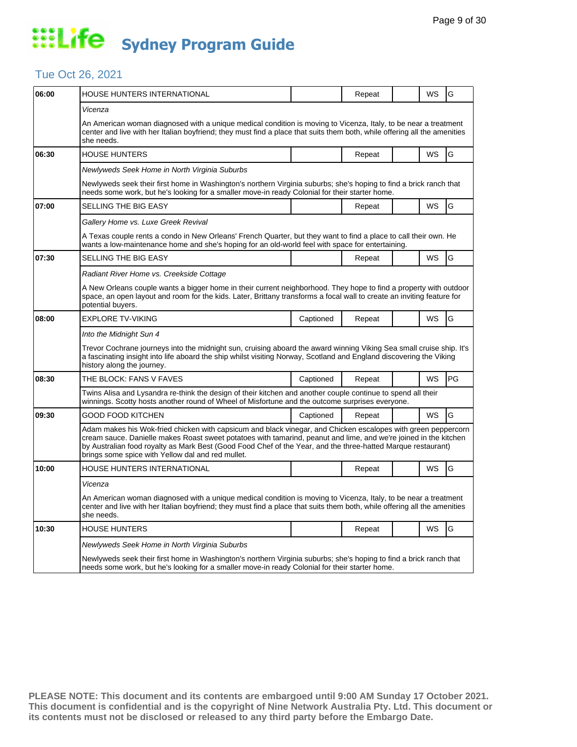# Life Sydney Program Guide

## Tue Oct 26, 2021

| Time | Program | Captioned | Repeat | | WS | Rating |
|---|---|---|---|---|---|---|
| 06:00 | HOUSE HUNTERS INTERNATIONAL | | Repeat | | WS | G |
| | *Vicenza*<br><br>An American woman diagnosed with a unique medical condition is moving to Vicenza, Italy, to be near a treatment center and live with her Italian boyfriend; they must find a place that suits them both, while offering all the amenities she needs. | | | | | |
| 06:30 | HOUSE HUNTERS | | Repeat | | WS | G |
| | *Newlyweds Seek Home in North Virginia Suburbs*<br><br>Newlyweds seek their first home in Washington's northern Virginia suburbs; she's hoping to find a brick ranch that needs some work, but he's looking for a smaller move-in ready Colonial for their starter home. | | | | | |
| 07:00 | SELLING THE BIG EASY | | Repeat | | WS | G |
| | *Gallery Home vs. Luxe Greek Revival*<br><br>A Texas couple rents a condo in New Orleans' French Quarter, but they want to find a place to call their own. He wants a low-maintenance home and she's hoping for an old-world feel with space for entertaining. | | | | | |
| 07:30 | SELLING THE BIG EASY | | Repeat | | WS | G |
| | *Radiant River Home vs. Creekside Cottage*<br><br>A New Orleans couple wants a bigger home in their current neighborhood. They hope to find a property with outdoor space, an open layout and room for the kids. Later, Brittany transforms a focal wall to create an inviting feature for potential buyers. | | | | | |
| 08:00 | EXPLORE TV-VIKING | Captioned | Repeat | | WS | G |
| | *Into the Midnight Sun 4*<br><br>Trevor Cochrane journeys into the midnight sun, cruising aboard the award winning Viking Sea small cruise ship. It's a fascinating insight into life aboard the ship whilst visiting Norway, Scotland and England discovering the Viking history along the journey. | | | | | |
| 08:30 | THE BLOCK: FANS V FAVES | Captioned | Repeat | | WS | PG |
| | Twins Alisa and Lysandra re-think the design of their kitchen and another couple continue to spend all their winnings. Scotty hosts another round of Wheel of Misfortune and the outcome surprises everyone. | | | | | |
| 09:30 | GOOD FOOD KITCHEN | Captioned | Repeat | | WS | G |
| | Adam makes his Wok-fried chicken with capsicum and black vinegar, and Chicken escalopes with green peppercorn cream sauce. Danielle makes Roast sweet potatoes with tamarind, peanut and lime, and we're joined in the kitchen by Australian food royalty as Mark Best (Good Food Chef of the Year, and the three-hatted Marque restaurant) brings some spice with Yellow dal and red mullet. | | | | | |
| 10:00 | HOUSE HUNTERS INTERNATIONAL | | Repeat | | WS | G |
| | *Vicenza*<br><br>An American woman diagnosed with a unique medical condition is moving to Vicenza, Italy, to be near a treatment center and live with her Italian boyfriend; they must find a place that suits them both, while offering all the amenities she needs. | | | | | |
| 10:30 | HOUSE HUNTERS | | Repeat | | WS | G |
| | *Newlyweds Seek Home in North Virginia Suburbs*<br><br>Newlyweds seek their first home in Washington's northern Virginia suburbs; she's hoping to find a brick ranch that needs some work, but he's looking for a smaller move-in ready Colonial for their starter home. | | | | | |

**PLEASE NOTE: This document and its contents are embargoed until 9:00 AM Sunday 17 October 2021. This document is confidential and is the copyright of Nine Network Australia Pty. Ltd. This document or its contents must not be disclosed or released to any third party before the Embargo Date.**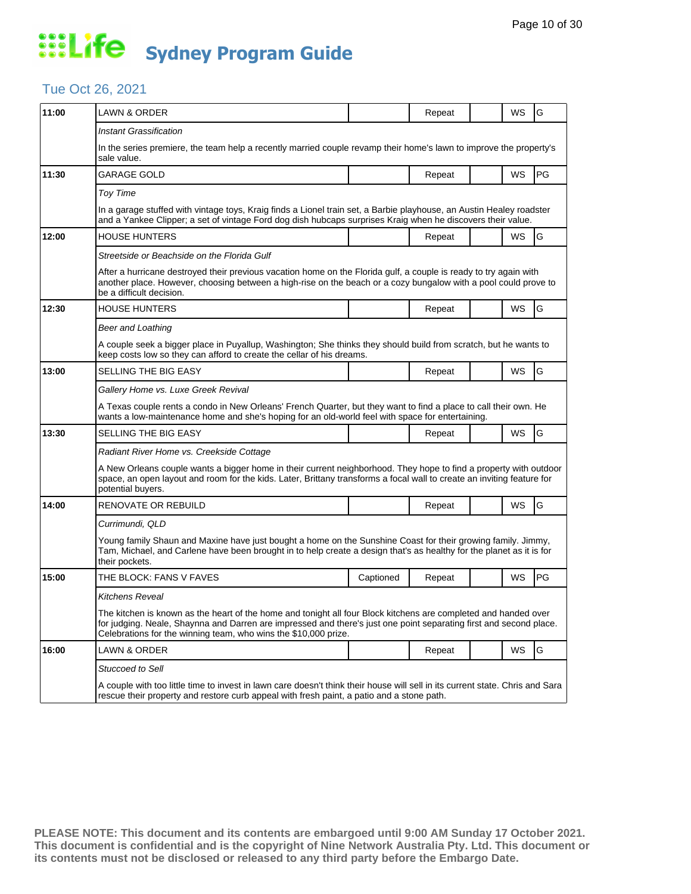# Life Sydney Program Guide

## Tue Oct 26, 2021

| Time | Program | Captioned | Repeat | | WS | Rating |
|---|---|---|---|---|---|---|
| **11:00** | LAWN & ORDER | | Repeat | | WS | G |
| | *Instant Grassification* | | | | | |
| | In the series premiere, the team help a recently married couple revamp their home's lawn to improve the property's sale value. | | | | | |
| **11:30** | GARAGE GOLD | | Repeat | | WS | PG |
| | *Toy Time* | | | | | |
| | In a garage stuffed with vintage toys, Kraig finds a Lionel train set, a Barbie playhouse, an Austin Healey roadster and a Yankee Clipper; a set of vintage Ford dog dish hubcaps surprises Kraig when he discovers their value. | | | | | |
| **12:00** | HOUSE HUNTERS | | Repeat | | WS | G |
| | *Streetside or Beachside on the Florida Gulf* | | | | | |
| | After a hurricane destroyed their previous vacation home on the Florida gulf, a couple is ready to try again with another place. However, choosing between a high-rise on the beach or a cozy bungalow with a pool could prove to be a difficult decision. | | | | | |
| **12:30** | HOUSE HUNTERS | | Repeat | | WS | G |
| | *Beer and Loathing* | | | | | |
| | A couple seek a bigger place in Puyallup, Washington; She thinks they should build from scratch, but he wants to keep costs low so they can afford to create the cellar of his dreams. | | | | | |
| **13:00** | SELLING THE BIG EASY | | Repeat | | WS | G |
| | *Gallery Home vs. Luxe Greek Revival* | | | | | |
| | A Texas couple rents a condo in New Orleans' French Quarter, but they want to find a place to call their own. He wants a low-maintenance home and she's hoping for an old-world feel with space for entertaining. | | | | | |
| **13:30** | SELLING THE BIG EASY | | Repeat | | WS | G |
| | *Radiant River Home vs. Creekside Cottage* | | | | | |
| | A New Orleans couple wants a bigger home in their current neighborhood. They hope to find a property with outdoor space, an open layout and room for the kids. Later, Brittany transforms a focal wall to create an inviting feature for potential buyers. | | | | | |
| **14:00** | RENOVATE OR REBUILD | | Repeat | | WS | G |
| | *Currimundi, QLD* | | | | | |
| | Young family Shaun and Maxine have just bought a home on the Sunshine Coast for their growing family. Jimmy, Tam, Michael, and Carlene have been brought in to help create a design that's as healthy for the planet as it is for their pockets. | | | | | |
| **15:00** | THE BLOCK: FANS V FAVES | Captioned | Repeat | | WS | PG |
| | *Kitchens Reveal* | | | | | |
| | The kitchen is known as the heart of the home and tonight all four Block kitchens are completed and handed over for judging. Neale, Shaynna and Darren are impressed and there's just one point separating first and second place. Celebrations for the winning team, who wins the $10,000 prize. | | | | | |
| **16:00** | LAWN & ORDER | | Repeat | | WS | G |
| | *Stuccoed to Sell* | | | | | |
| | A couple with too little time to invest in lawn care doesn't think their house will sell in its current state. Chris and Sara rescue their property and restore curb appeal with fresh paint, a patio and a stone path. | | | | | |

**PLEASE NOTE: This document and its contents are embargoed until 9:00 AM Sunday 17 October 2021. This document is confidential and is the copyright of Nine Network Australia Pty. Ltd. This document or its contents must not be disclosed or released to any third party before the Embargo Date.**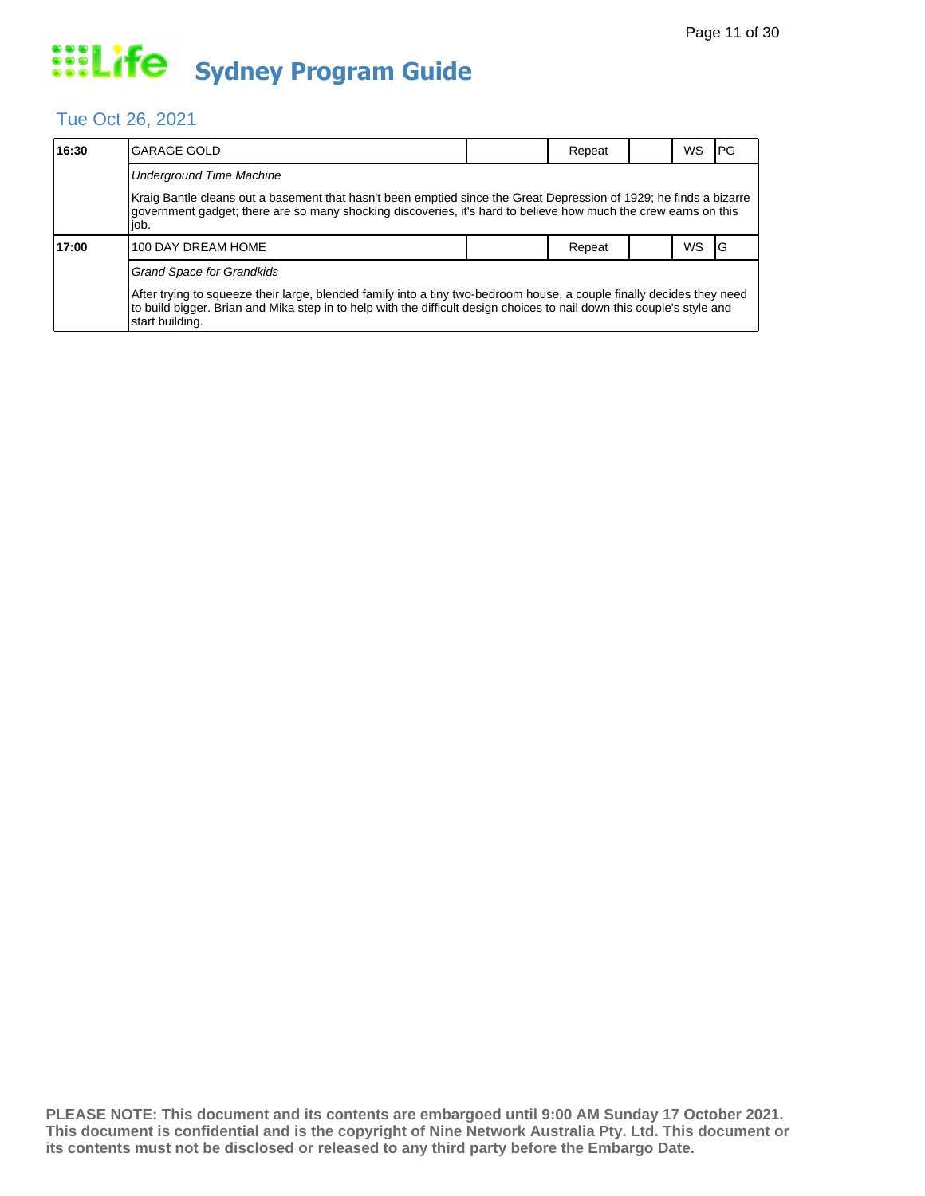# Life Sydney Program Guide

## Tue Oct 26, 2021

| Time | Program | | Status | | Format | Rating |
|---|---|---|---|---|---|---|
| 16:30 | GARAGE GOLD | | Repeat | | WS | PG |
| | *Underground Time Machine* | | | | | |
| | Kraig Bantle cleans out a basement that hasn't been emptied since the Great Depression of 1929; he finds a bizarre government gadget; there are so many shocking discoveries, it's hard to believe how much the crew earns on this job. | | | | | |
| 17:00 | 100 DAY DREAM HOME | | Repeat | | WS | G |
| | *Grand Space for Grandkids* | | | | | |
| | After trying to squeeze their large, blended family into a tiny two-bedroom house, a couple finally decides they need to build bigger. Brian and Mika step in to help with the difficult design choices to nail down this couple's style and start building. | | | | | |

**PLEASE NOTE: This document and its contents are embargoed until 9:00 AM Sunday 17 October 2021. This document is confidential and is the copyright of Nine Network Australia Pty. Ltd. This document or its contents must not be disclosed or released to any third party before the Embargo Date.**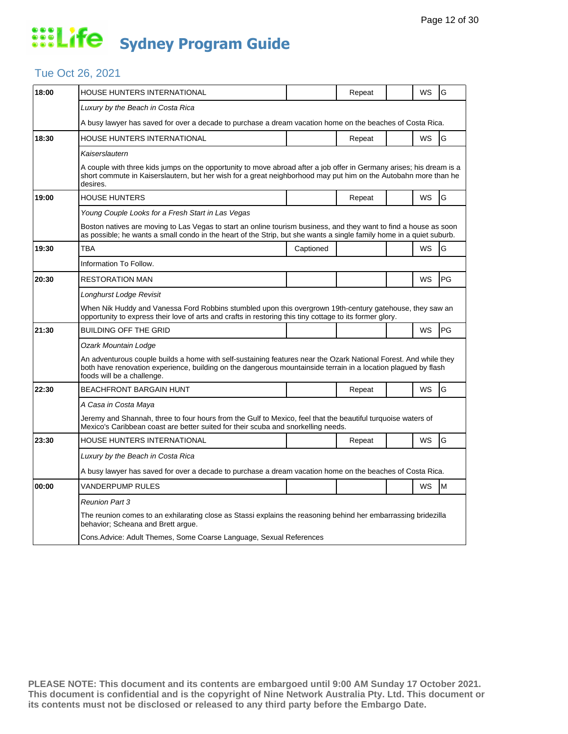# Life Sydney Program Guide

## Tue Oct 26, 2021

| Time | Program | Captioned | Repeat | | WS | Rating |
|---|---|---|---|---|---|---|
| 18:00 | HOUSE HUNTERS INTERNATIONAL | | Repeat | | WS | G |
| | *Luxury by the Beach in Costa Rica* | | | | | |
| | A busy lawyer has saved for over a decade to purchase a dream vacation home on the beaches of Costa Rica. | | | | | |
| 18:30 | HOUSE HUNTERS INTERNATIONAL | | Repeat | | WS | G |
| | *Kaiserslautern* | | | | | |
| | A couple with three kids jumps on the opportunity to move abroad after a job offer in Germany arises; his dream is a short commute in Kaiserslautern, but her wish for a great neighborhood may put him on the Autobahn more than he desires. | | | | | |
| 19:00 | HOUSE HUNTERS | | Repeat | | WS | G |
| | *Young Couple Looks for a Fresh Start in Las Vegas* | | | | | |
| | Boston natives are moving to Las Vegas to start an online tourism business, and they want to find a house as soon as possible; he wants a small condo in the heart of the Strip, but she wants a single family home in a quiet suburb. | | | | | |
| 19:30 | TBA | Captioned | | | WS | G |
| | Information To Follow. | | | | | |
| 20:30 | RESTORATION MAN | | | | WS | PG |
| | *Longhurst Lodge Revisit* | | | | | |
| | When Nik Huddy and Vanessa Ford Robbins stumbled upon this overgrown 19th-century gatehouse, they saw an opportunity to express their love of arts and crafts in restoring this tiny cottage to its former glory. | | | | | |
| 21:30 | BUILDING OFF THE GRID | | | | WS | PG |
| | *Ozark Mountain Lodge* | | | | | |
| | An adventurous couple builds a home with self-sustaining features near the Ozark National Forest. And while they both have renovation experience, building on the dangerous mountainside terrain in a location plagued by flash foods will be a challenge. | | | | | |
| 22:30 | BEACHFRONT BARGAIN HUNT | | Repeat | | WS | G |
| | *A Casa in Costa Maya* | | | | | |
| | Jeremy and Shannah, three to four hours from the Gulf to Mexico, feel that the beautiful turquoise waters of Mexico's Caribbean coast are better suited for their scuba and snorkelling needs. | | | | | |
| 23:30 | HOUSE HUNTERS INTERNATIONAL | | Repeat | | WS | G |
| | *Luxury by the Beach in Costa Rica* | | | | | |
| | A busy lawyer has saved for over a decade to purchase a dream vacation home on the beaches of Costa Rica. | | | | | |
| 00:00 | VANDERPUMP RULES | | | | WS | M |
| | *Reunion Part 3* | | | | | |
| | The reunion comes to an exhilarating close as Stassi explains the reasoning behind her embarrassing bridezilla behavior; Scheana and Brett argue. | | | | | |
| | Cons.Advice: Adult Themes, Some Coarse Language, Sexual References | | | | | |

**PLEASE NOTE: This document and its contents are embargoed until 9:00 AM Sunday 17 October 2021. This document is confidential and is the copyright of Nine Network Australia Pty. Ltd. This document or its contents must not be disclosed or released to any third party before the Embargo Date.**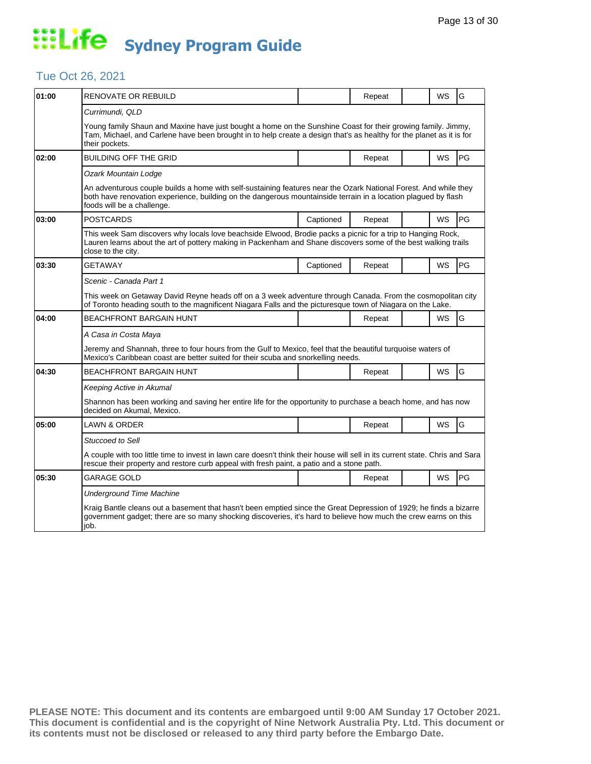# Life Sydney Program Guide

## Tue Oct 26, 2021

| Time | Program | Captioned | Repeat | | WS | Rating |
|---|---|---|---|---|---|---|
| 01:00 | RENOVATE OR REBUILD | | Repeat | | WS | G |
| | *Currimundi, QLD*<br><br>Young family Shaun and Maxine have just bought a home on the Sunshine Coast for their growing family. Jimmy, Tam, Michael, and Carlene have been brought in to help create a design that's as healthy for the planet as it is for their pockets. | | | | | |
| 02:00 | BUILDING OFF THE GRID | | Repeat | | WS | PG |
| | *Ozark Mountain Lodge*<br><br>An adventurous couple builds a home with self-sustaining features near the Ozark National Forest. And while they both have renovation experience, building on the dangerous mountainside terrain in a location plagued by flash foods will be a challenge. | | | | | |
| 03:00 | POSTCARDS | Captioned | Repeat | | WS | PG |
| | This week Sam discovers why locals love beachside Elwood, Brodie packs a picnic for a trip to Hanging Rock, Lauren learns about the art of pottery making in Packenham and Shane discovers some of the best walking trails close to the city. | | | | | |
| 03:30 | GETAWAY | Captioned | Repeat | | WS | PG |
| | *Scenic - Canada Part 1*<br><br>This week on Getaway David Reyne heads off on a 3 week adventure through Canada. From the cosmopolitan city of Toronto heading south to the magnificent Niagara Falls and the picturesque town of Niagara on the Lake. | | | | | |
| 04:00 | BEACHFRONT BARGAIN HUNT | | Repeat | | WS | G |
| | *A Casa in Costa Maya*<br><br>Jeremy and Shannah, three to four hours from the Gulf to Mexico, feel that the beautiful turquoise waters of Mexico's Caribbean coast are better suited for their scuba and snorkelling needs. | | | | | |
| 04:30 | BEACHFRONT BARGAIN HUNT | | Repeat | | WS | G |
| | *Keeping Active in Akumal*<br><br>Shannon has been working and saving her entire life for the opportunity to purchase a beach home, and has now decided on Akumal, Mexico. | | | | | |
| 05:00 | LAWN & ORDER | | Repeat | | WS | G |
| | *Stuccoed to Sell*<br><br>A couple with too little time to invest in lawn care doesn't think their house will sell in its current state. Chris and Sara rescue their property and restore curb appeal with fresh paint, a patio and a stone path. | | | | | |
| 05:30 | GARAGE GOLD | | Repeat | | WS | PG |
| | *Underground Time Machine*<br><br>Kraig Bantle cleans out a basement that hasn't been emptied since the Great Depression of 1929; he finds a bizarre government gadget; there are so many shocking discoveries, it's hard to believe how much the crew earns on this job. | | | | | |

**PLEASE NOTE: This document and its contents are embargoed until 9:00 AM Sunday 17 October 2021. This document is confidential and is the copyright of Nine Network Australia Pty. Ltd. This document or its contents must not be disclosed or released to any third party before the Embargo Date.**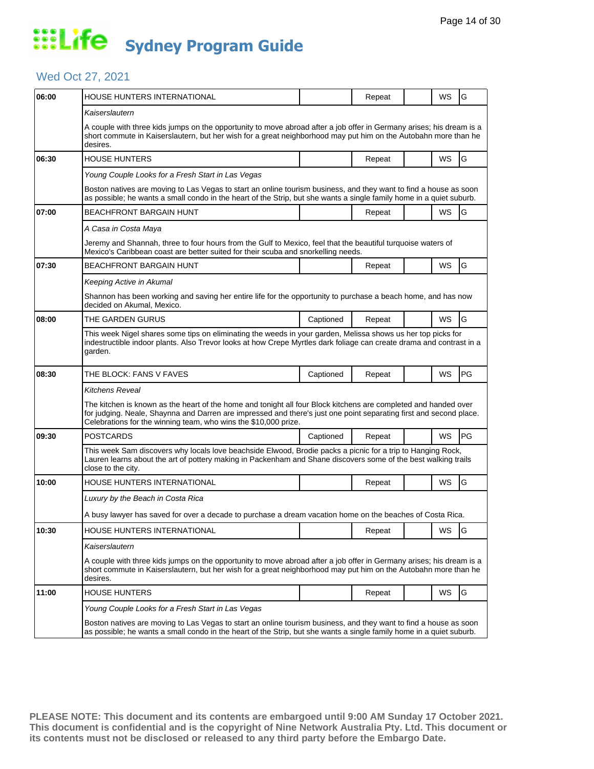# Life Sydney Program Guide

## Wed Oct 27, 2021

| Time | Program | Captioned | Repeat | | WS | Rating |
|---|---|---|---|---|---|---|
| 06:00 | HOUSE HUNTERS INTERNATIONAL | | Repeat | | WS | G |
| | *Kaiserslautern*<br><br>A couple with three kids jumps on the opportunity to move abroad after a job offer in Germany arises; his dream is a short commute in Kaiserslautern, but her wish for a great neighborhood may put him on the Autobahn more than he desires. | | | | | |
| 06:30 | HOUSE HUNTERS | | Repeat | | WS | G |
| | *Young Couple Looks for a Fresh Start in Las Vegas*<br><br>Boston natives are moving to Las Vegas to start an online tourism business, and they want to find a house as soon as possible; he wants a small condo in the heart of the Strip, but she wants a single family home in a quiet suburb. | | | | | |
| 07:00 | BEACHFRONT BARGAIN HUNT | | Repeat | | WS | G |
| | *A Casa in Costa Maya*<br><br>Jeremy and Shannah, three to four hours from the Gulf to Mexico, feel that the beautiful turquoise waters of Mexico's Caribbean coast are better suited for their scuba and snorkelling needs. | | | | | |
| 07:30 | BEACHFRONT BARGAIN HUNT | | Repeat | | WS | G |
| | *Keeping Active in Akumal*<br><br>Shannon has been working and saving her entire life for the opportunity to purchase a beach home, and has now decided on Akumal, Mexico. | | | | | |
| 08:00 | THE GARDEN GURUS | Captioned | Repeat | | WS | G |
| | This week Nigel shares some tips on eliminating the weeds in your garden, Melissa shows us her top picks for indestructible indoor plants. Also Trevor looks at how Crepe Myrtles dark foliage can create drama and contrast in a garden. | | | | | |
| 08:30 | THE BLOCK: FANS V FAVES | Captioned | Repeat | | WS | PG |
| | *Kitchens Reveal*<br><br>The kitchen is known as the heart of the home and tonight all four Block kitchens are completed and handed over for judging. Neale, Shaynna and Darren are impressed and there's just one point separating first and second place. Celebrations for the winning team, who wins the $10,000 prize. | | | | | |
| 09:30 | POSTCARDS | Captioned | Repeat | | WS | PG |
| | This week Sam discovers why locals love beachside Elwood, Brodie packs a picnic for a trip to Hanging Rock, Lauren learns about the art of pottery making in Packenham and Shane discovers some of the best walking trails close to the city. | | | | | |
| 10:00 | HOUSE HUNTERS INTERNATIONAL | | Repeat | | WS | G |
| | *Luxury by the Beach in Costa Rica*<br><br>A busy lawyer has saved for over a decade to purchase a dream vacation home on the beaches of Costa Rica. | | | | | |
| 10:30 | HOUSE HUNTERS INTERNATIONAL | | Repeat | | WS | G |
| | *Kaiserslautern*<br><br>A couple with three kids jumps on the opportunity to move abroad after a job offer in Germany arises; his dream is a short commute in Kaiserslautern, but her wish for a great neighborhood may put him on the Autobahn more than he desires. | | | | | |
| 11:00 | HOUSE HUNTERS | | Repeat | | WS | G |
| | *Young Couple Looks for a Fresh Start in Las Vegas*<br><br>Boston natives are moving to Las Vegas to start an online tourism business, and they want to find a house as soon as possible; he wants a small condo in the heart of the Strip, but she wants a single family home in a quiet suburb. | | | | | |

**PLEASE NOTE: This document and its contents are embargoed until 9:00 AM Sunday 17 October 2021. This document is confidential and is the copyright of Nine Network Australia Pty. Ltd. This document or its contents must not be disclosed or released to any third party before the Embargo Date.**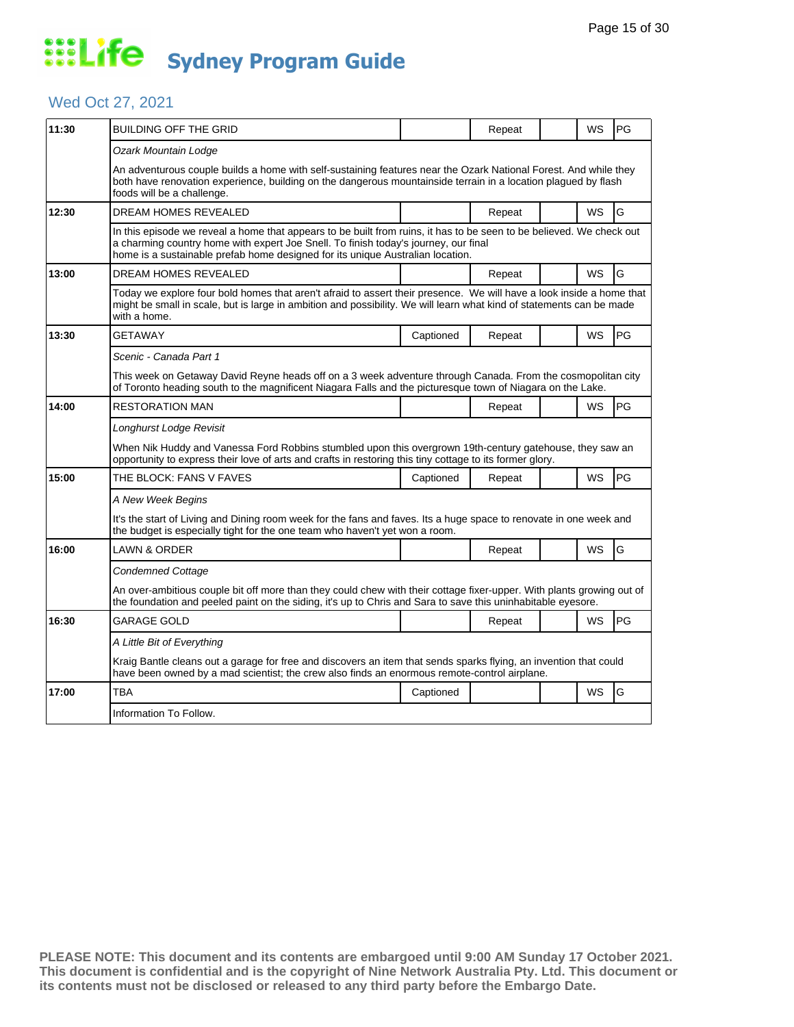# Life Sydney Program Guide

## Wed Oct 27, 2021

| Time | Program | Captioned | Repeat | | WS | Rating |
|---|---|---|---|---|---|---|
| 11:30 | BUILDING OFF THE GRID | | Repeat | | WS | PG |
| | *Ozark Mountain Lodge*<br><br>An adventurous couple builds a home with self-sustaining features near the Ozark National Forest. And while they both have renovation experience, building on the dangerous mountainside terrain in a location plagued by flash foods will be a challenge. | | | | | |
| 12:30 | DREAM HOMES REVEALED | | Repeat | | WS | G |
| | In this episode we reveal a home that appears to be built from ruins, it has to be seen to be believed. We check out a charming country home with expert Joe Snell. To finish today's journey, our final home is a sustainable prefab home designed for its unique Australian location. | | | | | |
| 13:00 | DREAM HOMES REVEALED | | Repeat | | WS | G |
| | Today we explore four bold homes that aren't afraid to assert their presence. We will have a look inside a home that might be small in scale, but is large in ambition and possibility. We will learn what kind of statements can be made with a home. | | | | | |
| 13:30 | GETAWAY | Captioned | Repeat | | WS | PG |
| | *Scenic - Canada Part 1*<br><br>This week on Getaway David Reyne heads off on a 3 week adventure through Canada. From the cosmopolitan city of Toronto heading south to the magnificent Niagara Falls and the picturesque town of Niagara on the Lake. | | | | | |
| 14:00 | RESTORATION MAN | | Repeat | | WS | PG |
| | *Longhurst Lodge Revisit*<br><br>When Nik Huddy and Vanessa Ford Robbins stumbled upon this overgrown 19th-century gatehouse, they saw an opportunity to express their love of arts and crafts in restoring this tiny cottage to its former glory. | | | | | |
| 15:00 | THE BLOCK: FANS V FAVES | Captioned | Repeat | | WS | PG |
| | *A New Week Begins*<br><br>It's the start of Living and Dining room week for the fans and faves. Its a huge space to renovate in one week and the budget is especially tight for the one team who haven't yet won a room. | | | | | |
| 16:00 | LAWN & ORDER | | Repeat | | WS | G |
| | *Condemned Cottage*<br><br>An over-ambitious couple bit off more than they could chew with their cottage fixer-upper. With plants growing out of the foundation and peeled paint on the siding, it's up to Chris and Sara to save this uninhabitable eyesore. | | | | | |
| 16:30 | GARAGE GOLD | | Repeat | | WS | PG |
| | *A Little Bit of Everything*<br><br>Kraig Bantle cleans out a garage for free and discovers an item that sends sparks flying, an invention that could have been owned by a mad scientist; the crew also finds an enormous remote-control airplane. | | | | | |
| 17:00 | TBA | Captioned | | | WS | G |
| | Information To Follow. | | | | | |

**PLEASE NOTE: This document and its contents are embargoed until 9:00 AM Sunday 17 October 2021. This document is confidential and is the copyright of Nine Network Australia Pty. Ltd. This document or its contents must not be disclosed or released to any third party before the Embargo Date.**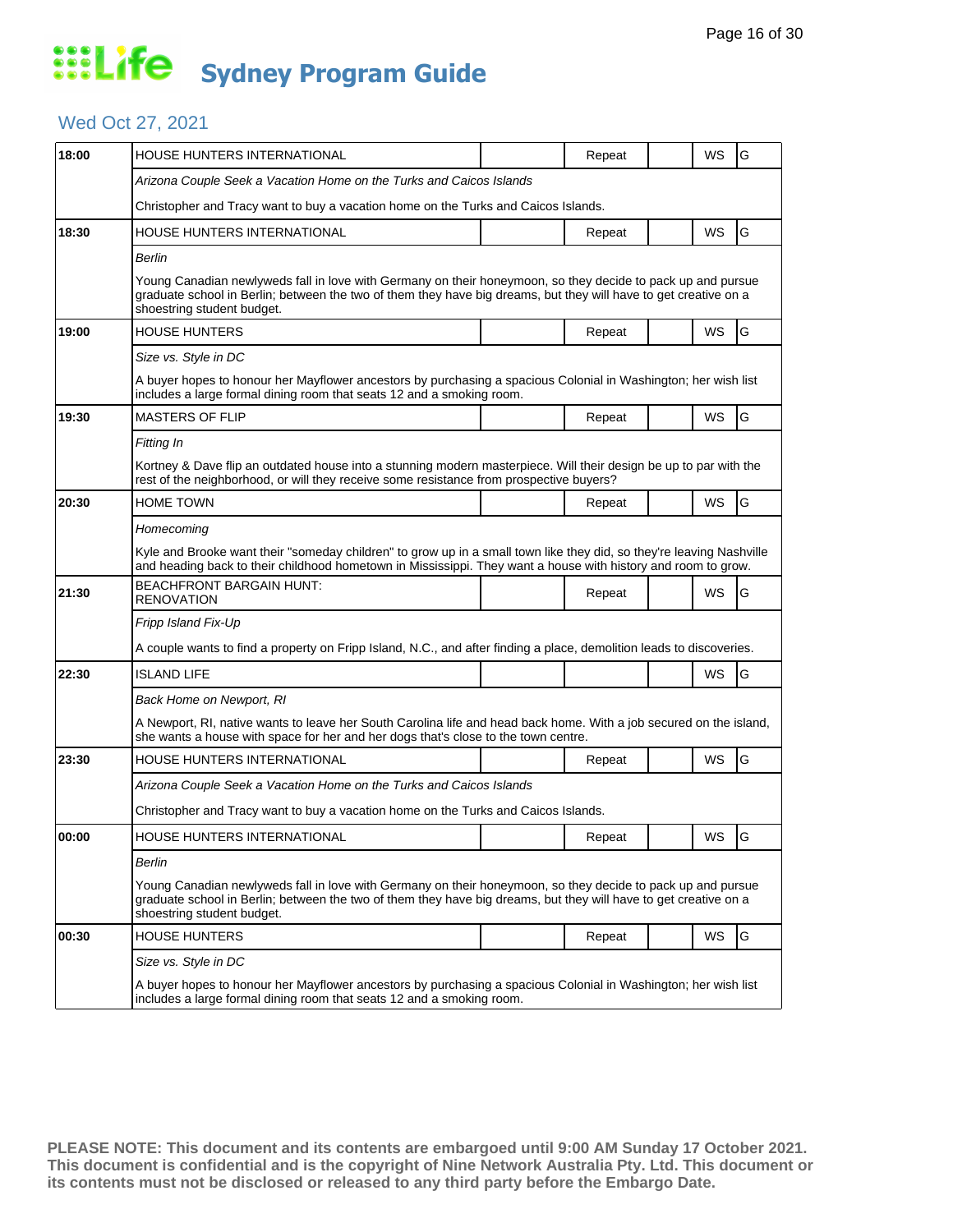# Life Sydney Program Guide

## Wed Oct 27, 2021

| Time | Program | | Repeat | | WS | Rating |
|---|---|---|---|---|---|---|
| 18:00 | HOUSE HUNTERS INTERNATIONAL | | Repeat | | WS | G |
| | *Arizona Couple Seek a Vacation Home on the Turks and Caicos Islands* | | | | | |
| | Christopher and Tracy want to buy a vacation home on the Turks and Caicos Islands. | | | | | |
| 18:30 | HOUSE HUNTERS INTERNATIONAL | | Repeat | | WS | G |
| | *Berlin* | | | | | |
| | Young Canadian newlyweds fall in love with Germany on their honeymoon, so they decide to pack up and pursue graduate school in Berlin; between the two of them they have big dreams, but they will have to get creative on a shoestring student budget. | | | | | |
| 19:00 | HOUSE HUNTERS | | Repeat | | WS | G |
| | *Size vs. Style in DC* | | | | | |
| | A buyer hopes to honour her Mayflower ancestors by purchasing a spacious Colonial in Washington; her wish list includes a large formal dining room that seats 12 and a smoking room. | | | | | |
| 19:30 | MASTERS OF FLIP | | Repeat | | WS | G |
| | *Fitting In* | | | | | |
| | Kortney & Dave flip an outdated house into a stunning modern masterpiece. Will their design be up to par with the rest of the neighborhood, or will they receive some resistance from prospective buyers? | | | | | |
| 20:30 | HOME TOWN | | Repeat | | WS | G |
| | *Homecoming* | | | | | |
| | Kyle and Brooke want their "someday children" to grow up in a small town like they did, so they're leaving Nashville and heading back to their childhood hometown in Mississippi. They want a house with history and room to grow. | | | | | |
| 21:30 | BEACHFRONT BARGAIN HUNT: RENOVATION | | Repeat | | WS | G |
| | *Fripp Island Fix-Up* | | | | | |
| | A couple wants to find a property on Fripp Island, N.C., and after finding a place, demolition leads to discoveries. | | | | | |
| 22:30 | ISLAND LIFE | | | | WS | G |
| | *Back Home on Newport, RI* | | | | | |
| | A Newport, RI, native wants to leave her South Carolina life and head back home. With a job secured on the island, she wants a house with space for her and her dogs that's close to the town centre. | | | | | |
| 23:30 | HOUSE HUNTERS INTERNATIONAL | | Repeat | | WS | G |
| | *Arizona Couple Seek a Vacation Home on the Turks and Caicos Islands* | | | | | |
| | Christopher and Tracy want to buy a vacation home on the Turks and Caicos Islands. | | | | | |
| 00:00 | HOUSE HUNTERS INTERNATIONAL | | Repeat | | WS | G |
| | *Berlin* | | | | | |
| | Young Canadian newlyweds fall in love with Germany on their honeymoon, so they decide to pack up and pursue graduate school in Berlin; between the two of them they have big dreams, but they will have to get creative on a shoestring student budget. | | | | | |
| 00:30 | HOUSE HUNTERS | | Repeat | | WS | G |
| | *Size vs. Style in DC* | | | | | |
| | A buyer hopes to honour her Mayflower ancestors by purchasing a spacious Colonial in Washington; her wish list includes a large formal dining room that seats 12 and a smoking room. | | | | | |

**PLEASE NOTE: This document and its contents are embargoed until 9:00 AM Sunday 17 October 2021. This document is confidential and is the copyright of Nine Network Australia Pty. Ltd. This document or its contents must not be disclosed or released to any third party before the Embargo Date.**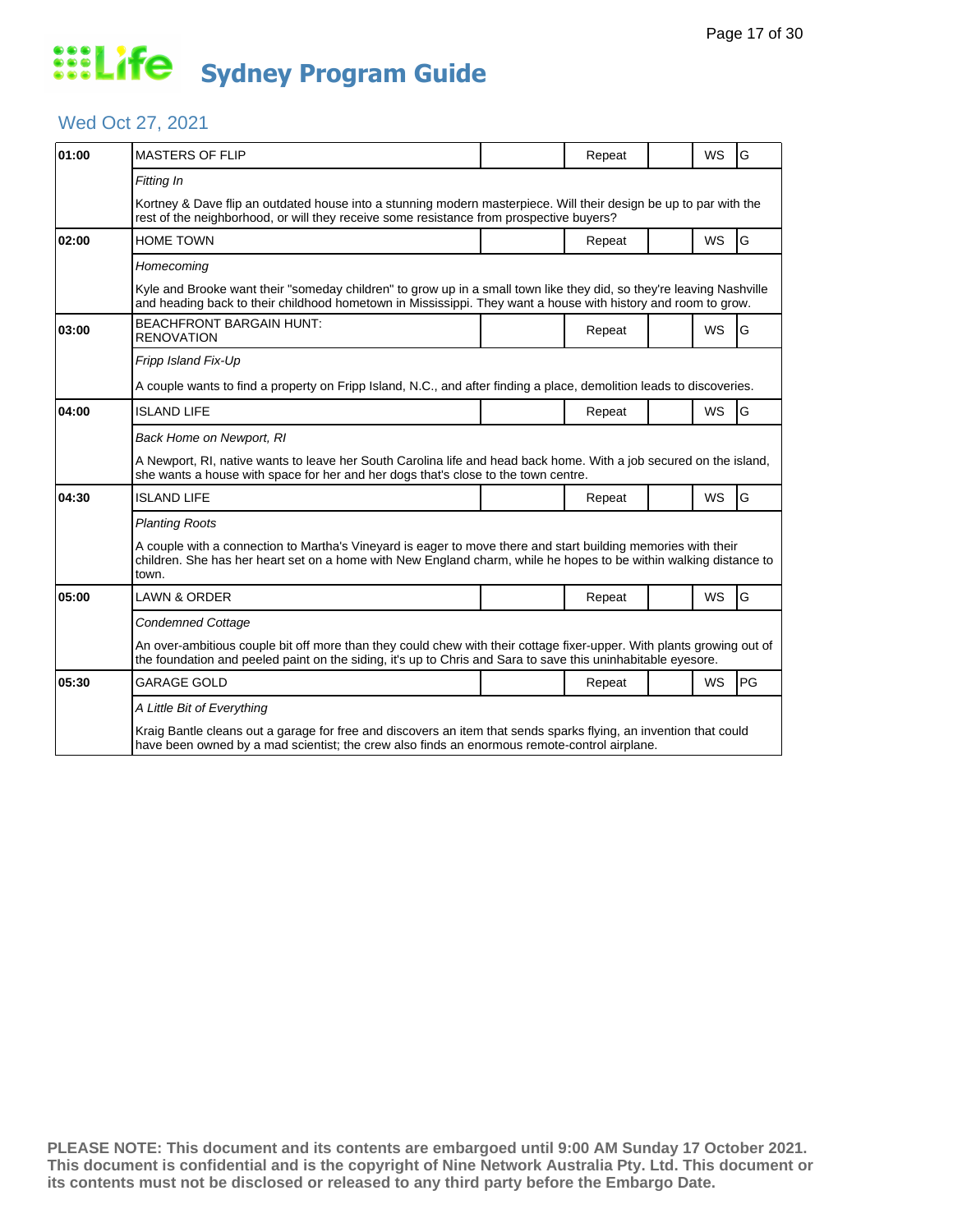# Life Sydney Program Guide

## Wed Oct 27, 2021

| Time | Program | | Repeat | | WS | Rating |
|---|---|---|---|---|---|---|
| 01:00 | MASTERS OF FLIP | | Repeat | | WS | G |
| | *Fitting In* | | | | | |
| | Kortney & Dave flip an outdated house into a stunning modern masterpiece. Will their design be up to par with the rest of the neighborhood, or will they receive some resistance from prospective buyers? | | | | | |
| 02:00 | HOME TOWN | | Repeat | | WS | G |
| | *Homecoming* | | | | | |
| | Kyle and Brooke want their "someday children" to grow up in a small town like they did, so they're leaving Nashville and heading back to their childhood hometown in Mississippi. They want a house with history and room to grow. | | | | | |
| 03:00 | BEACHFRONT BARGAIN HUNT: RENOVATION | | Repeat | | WS | G |
| | *Fripp Island Fix-Up* | | | | | |
| | A couple wants to find a property on Fripp Island, N.C., and after finding a place, demolition leads to discoveries. | | | | | |
| 04:00 | ISLAND LIFE | | Repeat | | WS | G |
| | *Back Home on Newport, RI* | | | | | |
| | A Newport, RI, native wants to leave her South Carolina life and head back home. With a job secured on the island, she wants a house with space for her and her dogs that's close to the town centre. | | | | | |
| 04:30 | ISLAND LIFE | | Repeat | | WS | G |
| | *Planting Roots* | | | | | |
| | A couple with a connection to Martha's Vineyard is eager to move there and start building memories with their children. She has her heart set on a home with New England charm, while he hopes to be within walking distance to town. | | | | | |
| 05:00 | LAWN & ORDER | | Repeat | | WS | G |
| | *Condemned Cottage* | | | | | |
| | An over-ambitious couple bit off more than they could chew with their cottage fixer-upper. With plants growing out of the foundation and peeled paint on the siding, it's up to Chris and Sara to save this uninhabitable eyesore. | | | | | |
| 05:30 | GARAGE GOLD | | Repeat | | WS | PG |
| | *A Little Bit of Everything* | | | | | |
| | Kraig Bantle cleans out a garage for free and discovers an item that sends sparks flying, an invention that could have been owned by a mad scientist; the crew also finds an enormous remote-control airplane. | | | | | |

**PLEASE NOTE: This document and its contents are embargoed until 9:00 AM Sunday 17 October 2021. This document is confidential and is the copyright of Nine Network Australia Pty. Ltd. This document or its contents must not be disclosed or released to any third party before the Embargo Date.**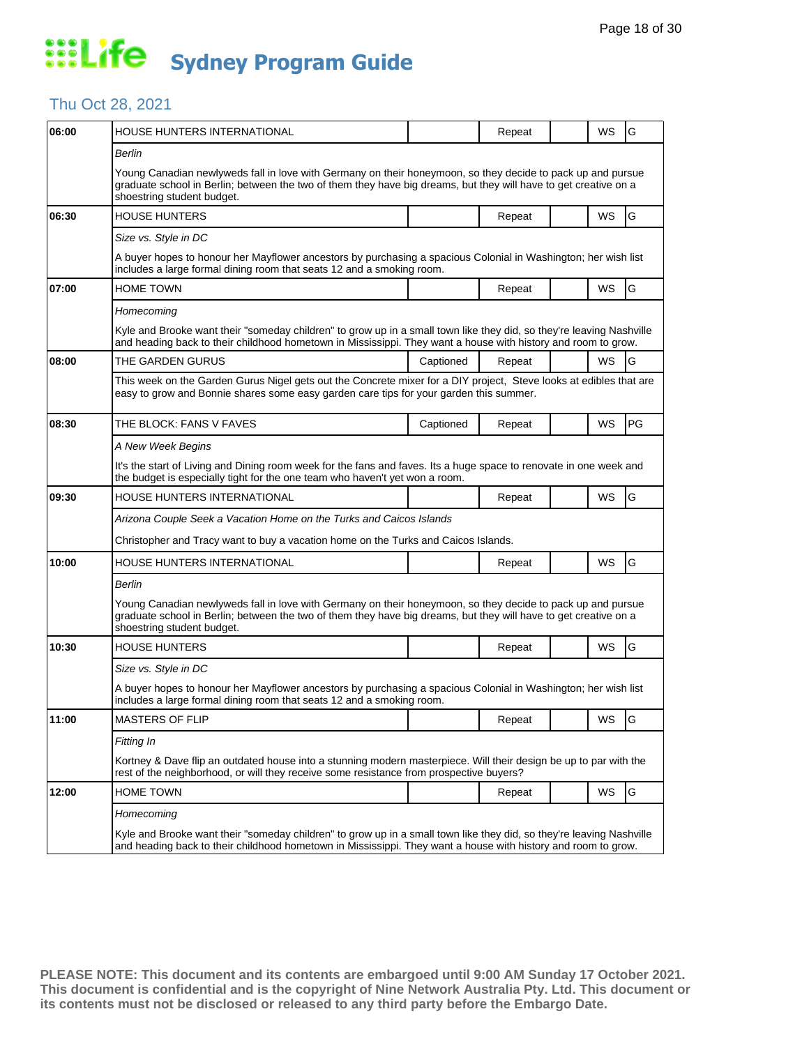# Life Sydney Program Guide

## Thu Oct 28, 2021

| Time | Program | Captioned | Repeat | | WS | Rating |
|---|---|---|---|---|---|---|
| 06:00 | HOUSE HUNTERS INTERNATIONAL | | Repeat | | WS | G |
| | *Berlin*<br>Young Canadian newlyweds fall in love with Germany on their honeymoon, so they decide to pack up and pursue graduate school in Berlin; between the two of them they have big dreams, but they will have to get creative on a shoestring student budget. | | | | | |
| 06:30 | HOUSE HUNTERS | | Repeat | | WS | G |
| | *Size vs. Style in DC*<br>A buyer hopes to honour her Mayflower ancestors by purchasing a spacious Colonial in Washington; her wish list includes a large formal dining room that seats 12 and a smoking room. | | | | | |
| 07:00 | HOME TOWN | | Repeat | | WS | G |
| | *Homecoming*<br>Kyle and Brooke want their "someday children" to grow up in a small town like they did, so they're leaving Nashville and heading back to their childhood hometown in Mississippi. They want a house with history and room to grow. | | | | | |
| 08:00 | THE GARDEN GURUS | Captioned | Repeat | | WS | G |
| | This week on the Garden Gurus Nigel gets out the Concrete mixer for a DIY project, Steve looks at edibles that are easy to grow and Bonnie shares some easy garden care tips for your garden this summer. | | | | | |
| 08:30 | THE BLOCK: FANS V FAVES | Captioned | Repeat | | WS | PG |
| | *A New Week Begins*<br>It's the start of Living and Dining room week for the fans and faves. Its a huge space to renovate in one week and the budget is especially tight for the one team who haven't yet won a room. | | | | | |
| 09:30 | HOUSE HUNTERS INTERNATIONAL | | Repeat | | WS | G |
| | *Arizona Couple Seek a Vacation Home on the Turks and Caicos Islands*<br>Christopher and Tracy want to buy a vacation home on the Turks and Caicos Islands. | | | | | |
| 10:00 | HOUSE HUNTERS INTERNATIONAL | | Repeat | | WS | G |
| | *Berlin*<br>Young Canadian newlyweds fall in love with Germany on their honeymoon, so they decide to pack up and pursue graduate school in Berlin; between the two of them they have big dreams, but they will have to get creative on a shoestring student budget. | | | | | |
| 10:30 | HOUSE HUNTERS | | Repeat | | WS | G |
| | *Size vs. Style in DC*<br>A buyer hopes to honour her Mayflower ancestors by purchasing a spacious Colonial in Washington; her wish list includes a large formal dining room that seats 12 and a smoking room. | | | | | |
| 11:00 | MASTERS OF FLIP | | Repeat | | WS | G |
| | *Fitting In*<br>Kortney & Dave flip an outdated house into a stunning modern masterpiece. Will their design be up to par with the rest of the neighborhood, or will they receive some resistance from prospective buyers? | | | | | |
| 12:00 | HOME TOWN | | Repeat | | WS | G |
| | *Homecoming*<br>Kyle and Brooke want their "someday children" to grow up in a small town like they did, so they're leaving Nashville and heading back to their childhood hometown in Mississippi. They want a house with history and room to grow. | | | | | |

**PLEASE NOTE: This document and its contents are embargoed until 9:00 AM Sunday 17 October 2021. This document is confidential and is the copyright of Nine Network Australia Pty. Ltd. This document or its contents must not be disclosed or released to any third party before the Embargo Date.**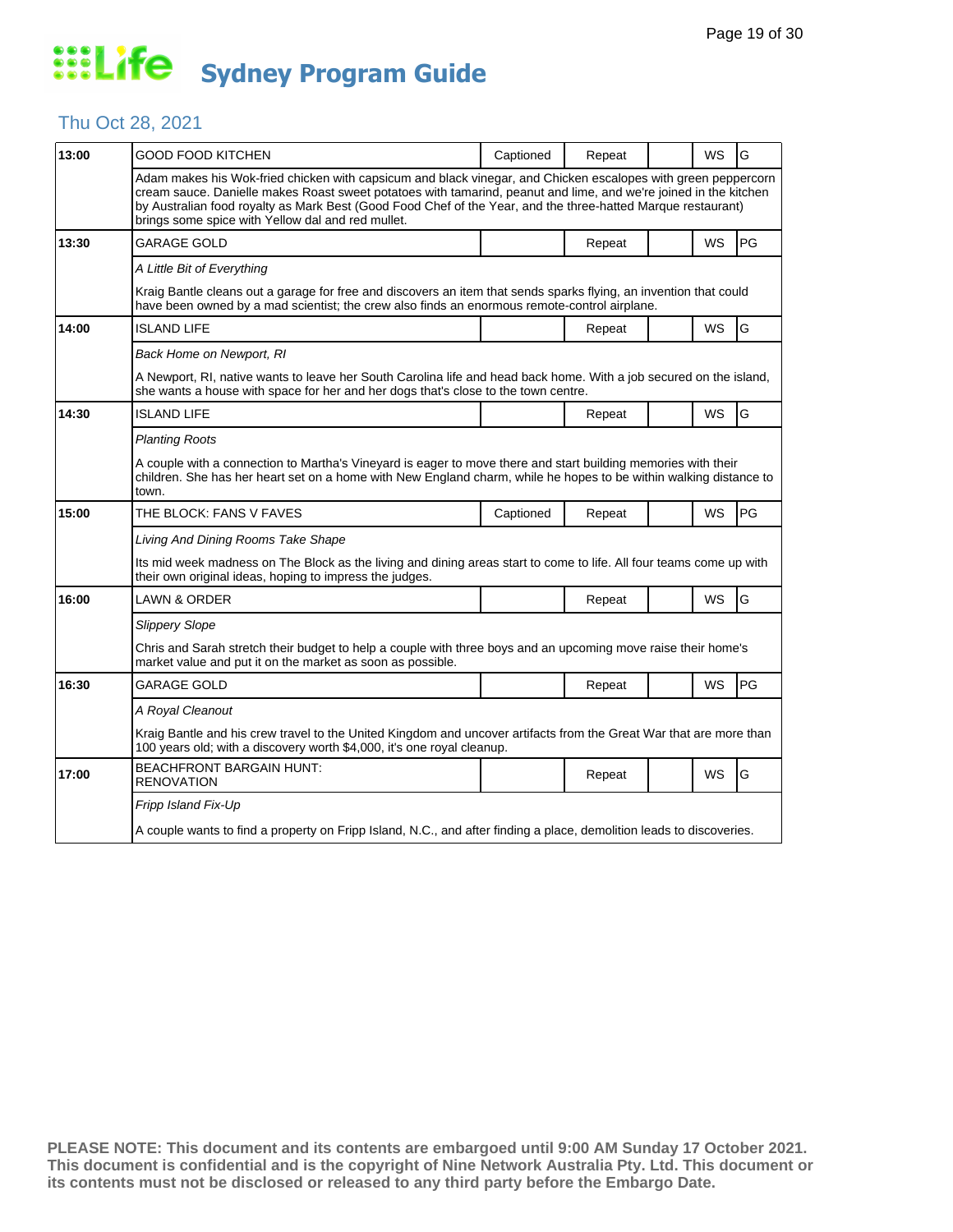# Life Sydney Program Guide

## Thu Oct 28, 2021

| Time | Program | Captioned | Repeat | | WS | Rating |
|---|---|---|---|---|---|---|
| 13:00 | GOOD FOOD KITCHEN | Captioned | Repeat | | WS | G |
| | Adam makes his Wok-fried chicken with capsicum and black vinegar, and Chicken escalopes with green peppercorn cream sauce. Danielle makes Roast sweet potatoes with tamarind, peanut and lime, and we're joined in the kitchen by Australian food royalty as Mark Best (Good Food Chef of the Year, and the three-hatted Marque restaurant) brings some spice with Yellow dal and red mullet. | | | | | |
| 13:30 | GARAGE GOLD | | Repeat | | WS | PG |
| | *A Little Bit of Everything* | | | | | |
| | Kraig Bantle cleans out a garage for free and discovers an item that sends sparks flying, an invention that could have been owned by a mad scientist; the crew also finds an enormous remote-control airplane. | | | | | |
| 14:00 | ISLAND LIFE | | Repeat | | WS | G |
| | *Back Home on Newport, RI* | | | | | |
| | A Newport, RI, native wants to leave her South Carolina life and head back home. With a job secured on the island, she wants a house with space for her and her dogs that's close to the town centre. | | | | | |
| 14:30 | ISLAND LIFE | | Repeat | | WS | G |
| | *Planting Roots* | | | | | |
| | A couple with a connection to Martha's Vineyard is eager to move there and start building memories with their children. She has her heart set on a home with New England charm, while he hopes to be within walking distance to town. | | | | | |
| 15:00 | THE BLOCK: FANS V FAVES | Captioned | Repeat | | WS | PG |
| | *Living And Dining Rooms Take Shape* | | | | | |
| | Its mid week madness on The Block as the living and dining areas start to come to life. All four teams come up with their own original ideas, hoping to impress the judges. | | | | | |
| 16:00 | LAWN & ORDER | | Repeat | | WS | G |
| | *Slippery Slope* | | | | | |
| | Chris and Sarah stretch their budget to help a couple with three boys and an upcoming move raise their home's market value and put it on the market as soon as possible. | | | | | |
| 16:30 | GARAGE GOLD | | Repeat | | WS | PG |
| | *A Royal Cleanout* | | | | | |
| | Kraig Bantle and his crew travel to the United Kingdom and uncover artifacts from the Great War that are more than 100 years old; with a discovery worth $4,000, it's one royal cleanup. | | | | | |
| 17:00 | BEACHFRONT BARGAIN HUNT: RENOVATION | | Repeat | | WS | G |
| | *Fripp Island Fix-Up* | | | | | |
| | A couple wants to find a property on Fripp Island, N.C., and after finding a place, demolition leads to discoveries. | | | | | |

**PLEASE NOTE: This document and its contents are embargoed until 9:00 AM Sunday 17 October 2021. This document is confidential and is the copyright of Nine Network Australia Pty. Ltd. This document or its contents must not be disclosed or released to any third party before the Embargo Date.**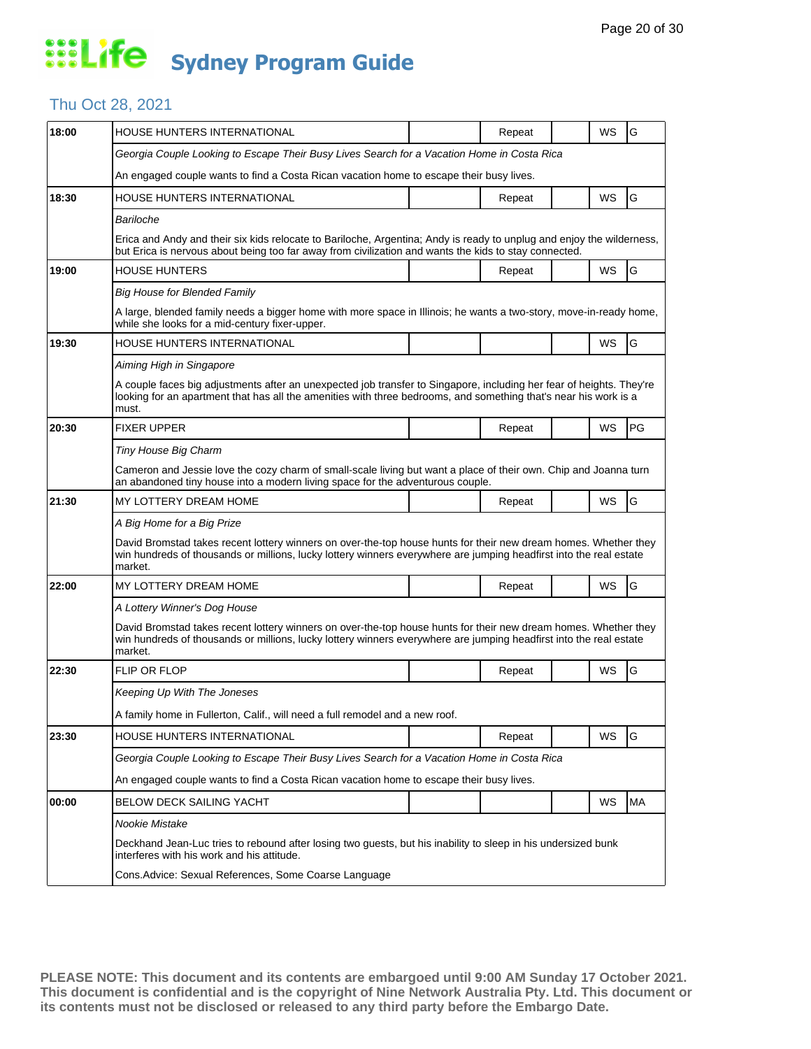# Life Sydney Program Guide

## Thu Oct 28, 2021

| Time | Program | | | | | |
|---|---|---|---|---|---|---|
| 18:00 | HOUSE HUNTERS INTERNATIONAL | | Repeat | | WS | G |
| | *Georgia Couple Looking to Escape Their Busy Lives Search for a Vacation Home in Costa Rica* | | | | | |
| | An engaged couple wants to find a Costa Rican vacation home to escape their busy lives. | | | | | |
| 18:30 | HOUSE HUNTERS INTERNATIONAL | | Repeat | | WS | G |
| | *Bariloche* | | | | | |
| | Erica and Andy and their six kids relocate to Bariloche, Argentina; Andy is ready to unplug and enjoy the wilderness, but Erica is nervous about being too far away from civilization and wants the kids to stay connected. | | | | | |
| 19:00 | HOUSE HUNTERS | | Repeat | | WS | G |
| | *Big House for Blended Family* | | | | | |
| | A large, blended family needs a bigger home with more space in Illinois; he wants a two-story, move-in-ready home, while she looks for a mid-century fixer-upper. | | | | | |
| 19:30 | HOUSE HUNTERS INTERNATIONAL | | | | WS | G |
| | *Aiming High in Singapore* | | | | | |
| | A couple faces big adjustments after an unexpected job transfer to Singapore, including her fear of heights. They're looking for an apartment that has all the amenities with three bedrooms, and something that's near his work is a must. | | | | | |
| 20:30 | FIXER UPPER | | Repeat | | WS | PG |
| | *Tiny House Big Charm* | | | | | |
| | Cameron and Jessie love the cozy charm of small-scale living but want a place of their own. Chip and Joanna turn an abandoned tiny house into a modern living space for the adventurous couple. | | | | | |
| 21:30 | MY LOTTERY DREAM HOME | | Repeat | | WS | G |
| | *A Big Home for a Big Prize* | | | | | |
| | David Bromstad takes recent lottery winners on over-the-top house hunts for their new dream homes. Whether they win hundreds of thousands or millions, lucky lottery winners everywhere are jumping headfirst into the real estate market. | | | | | |
| 22:00 | MY LOTTERY DREAM HOME | | Repeat | | WS | G |
| | *A Lottery Winner's Dog House* | | | | | |
| | David Bromstad takes recent lottery winners on over-the-top house hunts for their new dream homes. Whether they win hundreds of thousands or millions, lucky lottery winners everywhere are jumping headfirst into the real estate market. | | | | | |
| 22:30 | FLIP OR FLOP | | Repeat | | WS | G |
| | *Keeping Up With The Joneses* | | | | | |
| | A family home in Fullerton, Calif., will need a full remodel and a new roof. | | | | | |
| 23:30 | HOUSE HUNTERS INTERNATIONAL | | Repeat | | WS | G |
| | *Georgia Couple Looking to Escape Their Busy Lives Search for a Vacation Home in Costa Rica* | | | | | |
| | An engaged couple wants to find a Costa Rican vacation home to escape their busy lives. | | | | | |
| 00:00 | BELOW DECK SAILING YACHT | | | | WS | MA |
| | *Nookie Mistake* | | | | | |
| | Deckhand Jean-Luc tries to rebound after losing two guests, but his inability to sleep in his undersized bunk interferes with his work and his attitude. | | | | | |
| | Cons.Advice: Sexual References, Some Coarse Language | | | | | |

**PLEASE NOTE: This document and its contents are embargoed until 9:00 AM Sunday 17 October 2021. This document is confidential and is the copyright of Nine Network Australia Pty. Ltd. This document or its contents must not be disclosed or released to any third party before the Embargo Date.**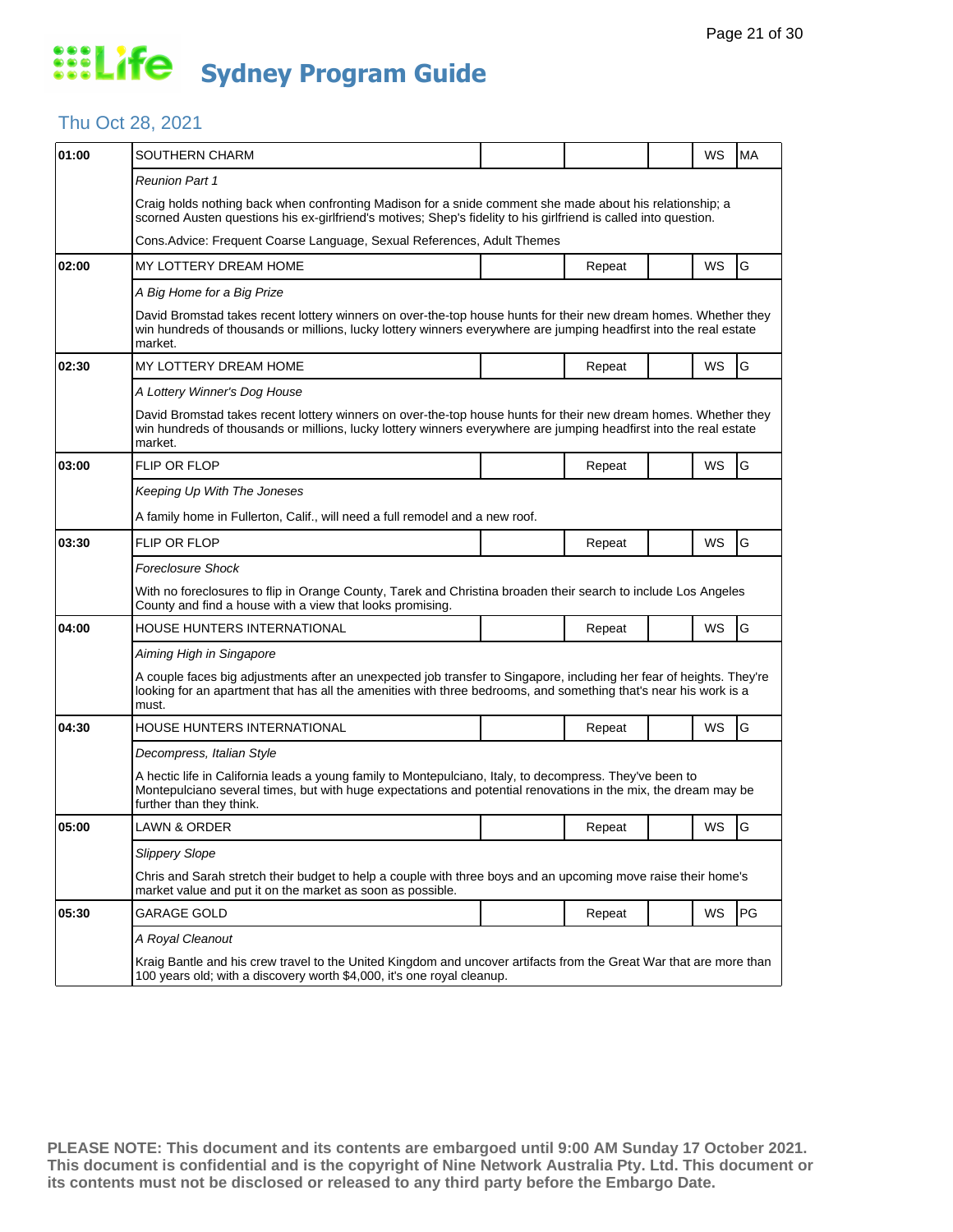# Life Sydney Program Guide

## Thu Oct 28, 2021

| Time | Program | | | | | |
|---|---|---|---|---|---|---|
| 01:00 | SOUTHERN CHARM | | | | WS | MA |
| | *Reunion Part 1* | | | | | |
| | Craig holds nothing back when confronting Madison for a snide comment she made about his relationship; a scorned Austen questions his ex-girlfriend's motives; Shep's fidelity to his girlfriend is called into question. | | | | | |
| | Cons.Advice: Frequent Coarse Language, Sexual References, Adult Themes | | | | | |
| 02:00 | MY LOTTERY DREAM HOME | | Repeat | | WS | G |
| | *A Big Home for a Big Prize* | | | | | |
| | David Bromstad takes recent lottery winners on over-the-top house hunts for their new dream homes. Whether they win hundreds of thousands or millions, lucky lottery winners everywhere are jumping headfirst into the real estate market. | | | | | |
| 02:30 | MY LOTTERY DREAM HOME | | Repeat | | WS | G |
| | *A Lottery Winner's Dog House* | | | | | |
| | David Bromstad takes recent lottery winners on over-the-top house hunts for their new dream homes. Whether they win hundreds of thousands or millions, lucky lottery winners everywhere are jumping headfirst into the real estate market. | | | | | |
| 03:00 | FLIP OR FLOP | | Repeat | | WS | G |
| | *Keeping Up With The Joneses* | | | | | |
| | A family home in Fullerton, Calif., will need a full remodel and a new roof. | | | | | |
| 03:30 | FLIP OR FLOP | | Repeat | | WS | G |
| | *Foreclosure Shock* | | | | | |
| | With no foreclosures to flip in Orange County, Tarek and Christina broaden their search to include Los Angeles County and find a house with a view that looks promising. | | | | | |
| 04:00 | HOUSE HUNTERS INTERNATIONAL | | Repeat | | WS | G |
| | *Aiming High in Singapore* | | | | | |
| | A couple faces big adjustments after an unexpected job transfer to Singapore, including her fear of heights. They're looking for an apartment that has all the amenities with three bedrooms, and something that's near his work is a must. | | | | | |
| 04:30 | HOUSE HUNTERS INTERNATIONAL | | Repeat | | WS | G |
| | *Decompress, Italian Style* | | | | | |
| | A hectic life in California leads a young family to Montepulciano, Italy, to decompress. They've been to Montepulciano several times, but with huge expectations and potential renovations in the mix, the dream may be further than they think. | | | | | |
| 05:00 | LAWN & ORDER | | Repeat | | WS | G |
| | *Slippery Slope* | | | | | |
| | Chris and Sarah stretch their budget to help a couple with three boys and an upcoming move raise their home's market value and put it on the market as soon as possible. | | | | | |
| 05:30 | GARAGE GOLD | | Repeat | | WS | PG |
| | *A Royal Cleanout* | | | | | |
| | Kraig Bantle and his crew travel to the United Kingdom and uncover artifacts from the Great War that are more than 100 years old; with a discovery worth $4,000, it's one royal cleanup. | | | | | |

**PLEASE NOTE: This document and its contents are embargoed until 9:00 AM Sunday 17 October 2021. This document is confidential and is the copyright of Nine Network Australia Pty. Ltd. This document or its contents must not be disclosed or released to any third party before the Embargo Date.**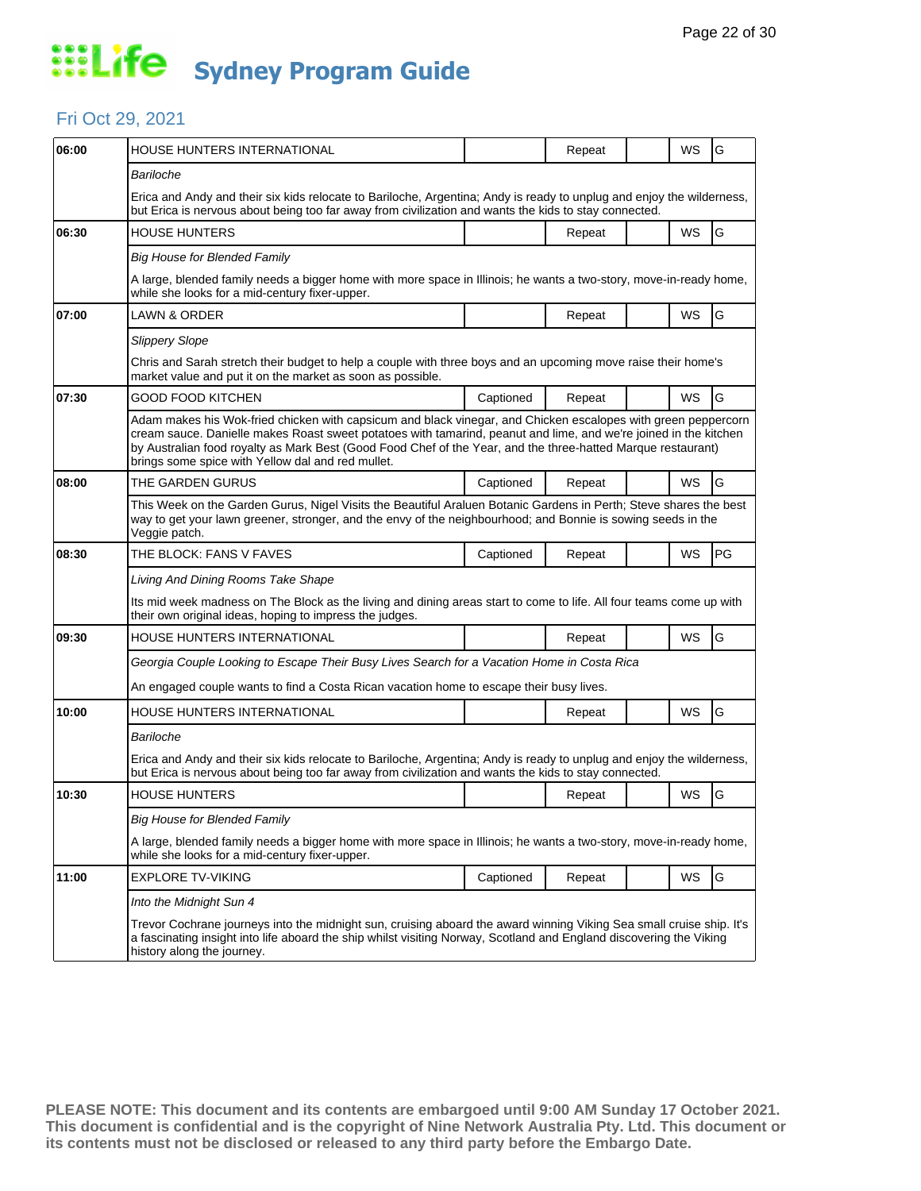# Life Sydney Program Guide

## Fri Oct 29, 2021

| Time | Program | Captioned | Repeat | | WS | Rating |
|---|---|---|---|---|---|---|
| 06:00 | HOUSE HUNTERS INTERNATIONAL | | Repeat | | WS | G |
| | *Bariloche* | | | | | |
| | Erica and Andy and their six kids relocate to Bariloche, Argentina; Andy is ready to unplug and enjoy the wilderness, but Erica is nervous about being too far away from civilization and wants the kids to stay connected. | | | | | |
| 06:30 | HOUSE HUNTERS | | Repeat | | WS | G |
| | *Big House for Blended Family* | | | | | |
| | A large, blended family needs a bigger home with more space in Illinois; he wants a two-story, move-in-ready home, while she looks for a mid-century fixer-upper. | | | | | |
| 07:00 | LAWN & ORDER | | Repeat | | WS | G |
| | *Slippery Slope* | | | | | |
| | Chris and Sarah stretch their budget to help a couple with three boys and an upcoming move raise their home's market value and put it on the market as soon as possible. | | | | | |
| 07:30 | GOOD FOOD KITCHEN | Captioned | Repeat | | WS | G |
| | Adam makes his Wok-fried chicken with capsicum and black vinegar, and Chicken escalopes with green peppercorn cream sauce. Danielle makes Roast sweet potatoes with tamarind, peanut and lime, and we're joined in the kitchen by Australian food royalty as Mark Best (Good Food Chef of the Year, and the three-hatted Marque restaurant) brings some spice with Yellow dal and red mullet. | | | | | |
| 08:00 | THE GARDEN GURUS | Captioned | Repeat | | WS | G |
| | This Week on the Garden Gurus, Nigel Visits the Beautiful Araluen Botanic Gardens in Perth; Steve shares the best way to get your lawn greener, stronger, and the envy of the neighbourhood; and Bonnie is sowing seeds in the Veggie patch. | | | | | |
| 08:30 | THE BLOCK: FANS V FAVES | Captioned | Repeat | | WS | PG |
| | *Living And Dining Rooms Take Shape* | | | | | |
| | Its mid week madness on The Block as the living and dining areas start to come to life. All four teams come up with their own original ideas, hoping to impress the judges. | | | | | |
| 09:30 | HOUSE HUNTERS INTERNATIONAL | | Repeat | | WS | G |
| | *Georgia Couple Looking to Escape Their Busy Lives Search for a Vacation Home in Costa Rica* | | | | | |
| | An engaged couple wants to find a Costa Rican vacation home to escape their busy lives. | | | | | |
| 10:00 | HOUSE HUNTERS INTERNATIONAL | | Repeat | | WS | G |
| | *Bariloche* | | | | | |
| | Erica and Andy and their six kids relocate to Bariloche, Argentina; Andy is ready to unplug and enjoy the wilderness, but Erica is nervous about being too far away from civilization and wants the kids to stay connected. | | | | | |
| 10:30 | HOUSE HUNTERS | | Repeat | | WS | G |
| | *Big House for Blended Family* | | | | | |
| | A large, blended family needs a bigger home with more space in Illinois; he wants a two-story, move-in-ready home, while she looks for a mid-century fixer-upper. | | | | | |
| 11:00 | EXPLORE TV-VIKING | Captioned | Repeat | | WS | G |
| | *Into the Midnight Sun 4* | | | | | |
| | Trevor Cochrane journeys into the midnight sun, cruising aboard the award winning Viking Sea small cruise ship. It's a fascinating insight into life aboard the ship whilst visiting Norway, Scotland and England discovering the Viking history along the journey. | | | | | |

**PLEASE NOTE: This document and its contents are embargoed until 9:00 AM Sunday 17 October 2021. This document is confidential and is the copyright of Nine Network Australia Pty. Ltd. This document or its contents must not be disclosed or released to any third party before the Embargo Date.**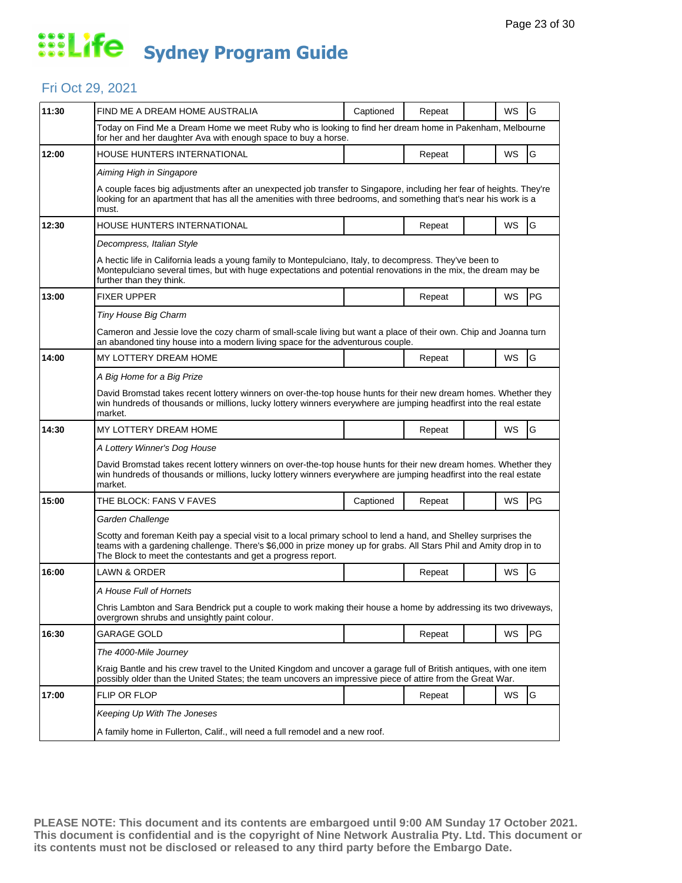# Life Sydney Program Guide

## Fri Oct 29, 2021

| Time | Program | Captioned | Repeat | | WS | Rating |
|---|---|---|---|---|---|---|
| 11:30 | FIND ME A DREAM HOME AUSTRALIA | Captioned | Repeat | | WS | G |
| | Today on Find Me a Dream Home we meet Ruby who is looking to find her dream home in Pakenham, Melbourne for her and her daughter Ava with enough space to buy a horse. | | | | | |
| 12:00 | HOUSE HUNTERS INTERNATIONAL | | Repeat | | WS | G |
| | *Aiming High in Singapore* A couple faces big adjustments after an unexpected job transfer to Singapore, including her fear of heights. They're looking for an apartment that has all the amenities with three bedrooms, and something that's near his work is a must. | | | | | |
| 12:30 | HOUSE HUNTERS INTERNATIONAL | | Repeat | | WS | G |
| | *Decompress, Italian Style* A hectic life in California leads a young family to Montepulciano, Italy, to decompress. They've been to Montepulciano several times, but with huge expectations and potential renovations in the mix, the dream may be further than they think. | | | | | |
| 13:00 | FIXER UPPER | | Repeat | | WS | PG |
| | *Tiny House Big Charm* Cameron and Jessie love the cozy charm of small-scale living but want a place of their own. Chip and Joanna turn an abandoned tiny house into a modern living space for the adventurous couple. | | | | | |
| 14:00 | MY LOTTERY DREAM HOME | | Repeat | | WS | G |
| | *A Big Home for a Big Prize* David Bromstad takes recent lottery winners on over-the-top house hunts for their new dream homes. Whether they win hundreds of thousands or millions, lucky lottery winners everywhere are jumping headfirst into the real estate market. | | | | | |
| 14:30 | MY LOTTERY DREAM HOME | | Repeat | | WS | G |
| | *A Lottery Winner's Dog House* David Bromstad takes recent lottery winners on over-the-top house hunts for their new dream homes. Whether they win hundreds of thousands or millions, lucky lottery winners everywhere are jumping headfirst into the real estate market. | | | | | |
| 15:00 | THE BLOCK: FANS V FAVES | Captioned | Repeat | | WS | PG |
| | *Garden Challenge* Scotty and foreman Keith pay a special visit to a local primary school to lend a hand, and Shelley surprises the teams with a gardening challenge. There's $6,000 in prize money up for grabs. All Stars Phil and Amity drop in to The Block to meet the contestants and get a progress report. | | | | | |
| 16:00 | LAWN & ORDER | | Repeat | | WS | G |
| | *A House Full of Hornets* Chris Lambton and Sara Bendrick put a couple to work making their house a home by addressing its two driveways, overgrown shrubs and unsightly paint colour. | | | | | |
| 16:30 | GARAGE GOLD | | Repeat | | WS | PG |
| | *The 4000-Mile Journey* Kraig Bantle and his crew travel to the United Kingdom and uncover a garage full of British antiques, with one item possibly older than the United States; the team uncovers an impressive piece of attire from the Great War. | | | | | |
| 17:00 | FLIP OR FLOP | | Repeat | | WS | G |
| | *Keeping Up With The Joneses* A family home in Fullerton, Calif., will need a full remodel and a new roof. | | | | | |

**PLEASE NOTE: This document and its contents are embargoed until 9:00 AM Sunday 17 October 2021. This document is confidential and is the copyright of Nine Network Australia Pty. Ltd. This document or its contents must not be disclosed or released to any third party before the Embargo Date.**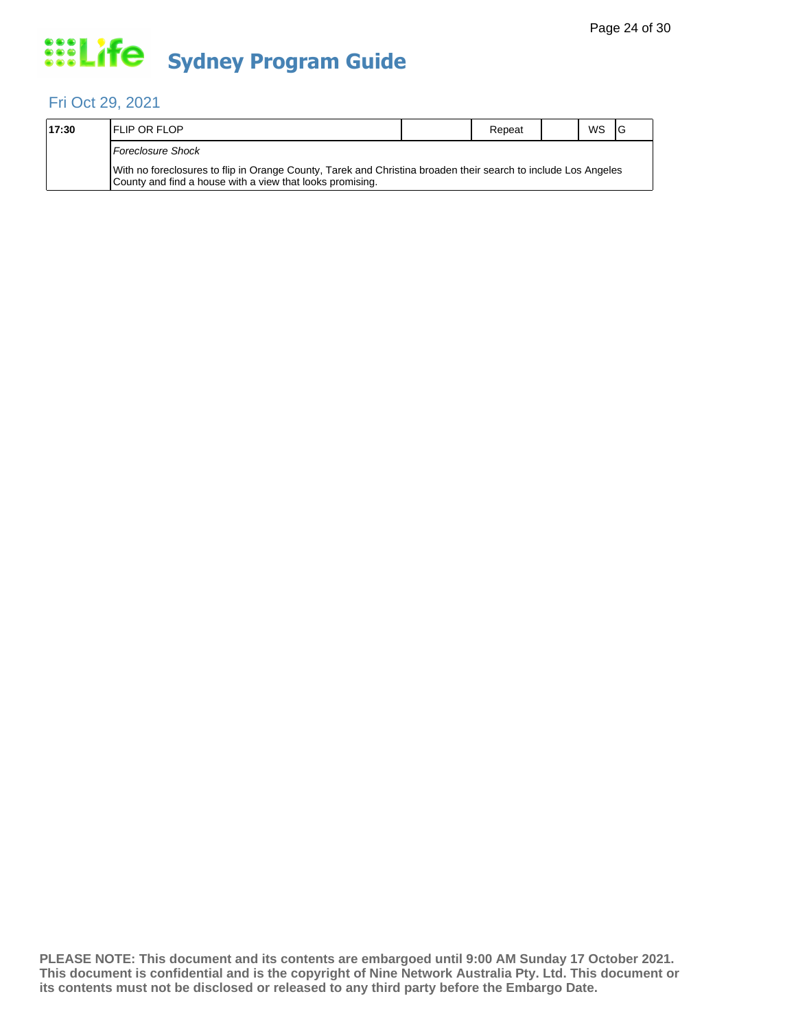# Sydney Program Guide

## Fri Oct 29, 2021

| 17:30 | FLIP OR FLOP | | Repeat | | WS | G |
|---|---|---|---|---|---|---|
| | *Foreclosure Shock* | | | | | |
| | With no foreclosures to flip in Orange County, Tarek and Christina broaden their search to include Los Angeles County and find a house with a view that looks promising. | | | | | |

**PLEASE NOTE: This document and its contents are embargoed until 9:00 AM Sunday 17 October 2021. This document is confidential and is the copyright of Nine Network Australia Pty. Ltd. This document or its contents must not be disclosed or released to any third party before the Embargo Date.**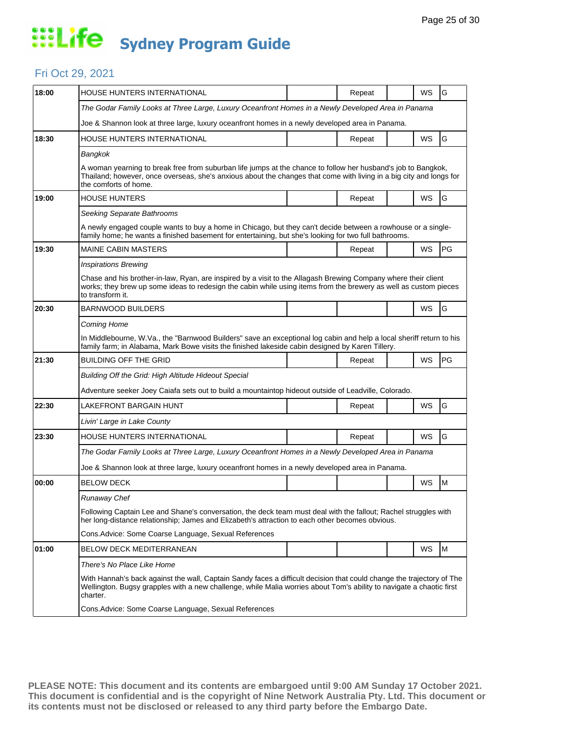# Life Sydney Program Guide

## Fri Oct 29, 2021

| Time | Program | | Status | | Format | Rating |
|---|---|---|---|---|---|---|
| 18:00 | HOUSE HUNTERS INTERNATIONAL | | Repeat | | WS | G |
| | *The Godar Family Looks at Three Large, Luxury Oceanfront Homes in a Newly Developed Area in Panama* | | | | | |
| | Joe & Shannon look at three large, luxury oceanfront homes in a newly developed area in Panama. | | | | | |
| 18:30 | HOUSE HUNTERS INTERNATIONAL | | Repeat | | WS | G |
| | *Bangkok* | | | | | |
| | A woman yearning to break free from suburban life jumps at the chance to follow her husband's job to Bangkok, Thailand; however, once overseas, she's anxious about the changes that come with living in a big city and longs for the comforts of home. | | | | | |
| 19:00 | HOUSE HUNTERS | | Repeat | | WS | G |
| | *Seeking Separate Bathrooms* | | | | | |
| | A newly engaged couple wants to buy a home in Chicago, but they can't decide between a rowhouse or a single-family home; he wants a finished basement for entertaining, but she's looking for two full bathrooms. | | | | | |
| 19:30 | MAINE CABIN MASTERS | | Repeat | | WS | PG |
| | *Inspirations Brewing* | | | | | |
| | Chase and his brother-in-law, Ryan, are inspired by a visit to the Allagash Brewing Company where their client works; they brew up some ideas to redesign the cabin while using items from the brewery as well as custom pieces to transform it. | | | | | |
| 20:30 | BARNWOOD BUILDERS | | | | WS | G |
| | *Coming Home* | | | | | |
| | In Middlebourne, W.Va., the "Barnwood Builders" save an exceptional log cabin and help a local sheriff return to his family farm; in Alabama, Mark Bowe visits the finished lakeside cabin designed by Karen Tillery. | | | | | |
| 21:30 | BUILDING OFF THE GRID | | Repeat | | WS | PG |
| | *Building Off the Grid: High Altitude Hideout Special* | | | | | |
| | Adventure seeker Joey Caiafa sets out to build a mountaintop hideout outside of Leadville, Colorado. | | | | | |
| 22:30 | LAKEFRONT BARGAIN HUNT | | Repeat | | WS | G |
| | *Livin' Large in Lake County* | | | | | |
| 23:30 | HOUSE HUNTERS INTERNATIONAL | | Repeat | | WS | G |
| | *The Godar Family Looks at Three Large, Luxury Oceanfront Homes in a Newly Developed Area in Panama* | | | | | |
| | Joe & Shannon look at three large, luxury oceanfront homes in a newly developed area in Panama. | | | | | |
| 00:00 | BELOW DECK | | | | WS | M |
| | *Runaway Chef* | | | | | |
| | Following Captain Lee and Shane's conversation, the deck team must deal with the fallout; Rachel struggles with her long-distance relationship; James and Elizabeth's attraction to each other becomes obvious. | | | | | |
| | Cons.Advice: Some Coarse Language, Sexual References | | | | | |
| 01:00 | BELOW DECK MEDITERRANEAN | | | | WS | M |
| | *There's No Place Like Home* | | | | | |
| | With Hannah's back against the wall, Captain Sandy faces a difficult decision that could change the trajectory of The Wellington. Bugsy grapples with a new challenge, while Malia worries about Tom's ability to navigate a chaotic first charter. | | | | | |
| | Cons.Advice: Some Coarse Language, Sexual References | | | | | |

**PLEASE NOTE: This document and its contents are embargoed until 9:00 AM Sunday 17 October 2021. This document is confidential and is the copyright of Nine Network Australia Pty. Ltd. This document or its contents must not be disclosed or released to any third party before the Embargo Date.**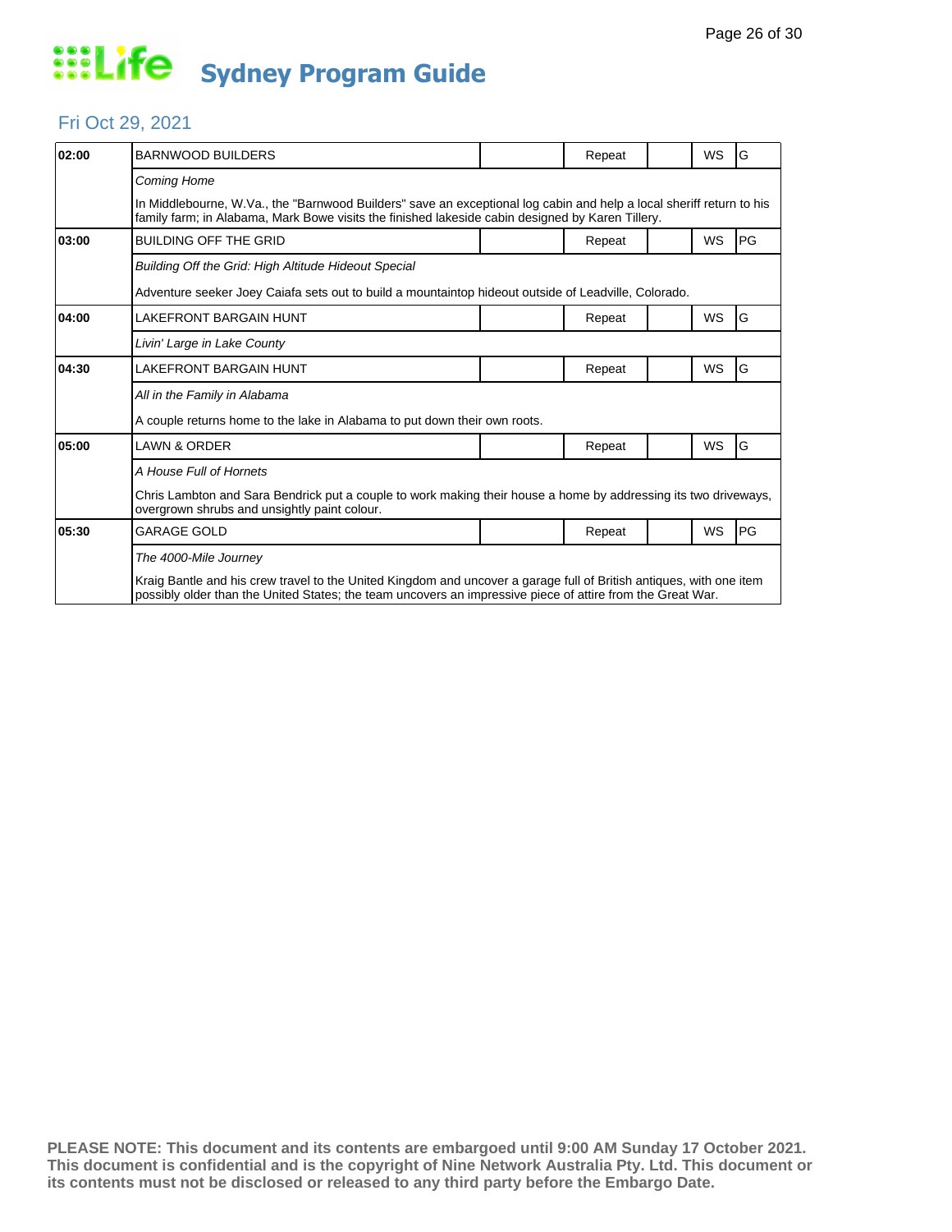# Life Sydney Program Guide

## Fri Oct 29, 2021

| Time | Program | | Status | | Format | Rating |
|---|---|---|---|---|---|---|
| 02:00 | BARNWOOD BUILDERS | | Repeat | | WS | G |
| | *Coming Home* | | | | | |
| | In Middlebourne, W.Va., the "Barnwood Builders" save an exceptional log cabin and help a local sheriff return to his family farm; in Alabama, Mark Bowe visits the finished lakeside cabin designed by Karen Tillery. | | | | | |
| 03:00 | BUILDING OFF THE GRID | | Repeat | | WS | PG |
| | *Building Off the Grid: High Altitude Hideout Special* | | | | | |
| | Adventure seeker Joey Caiafa sets out to build a mountaintop hideout outside of Leadville, Colorado. | | | | | |
| 04:00 | LAKEFRONT BARGAIN HUNT | | Repeat | | WS | G |
| | *Livin' Large in Lake County* | | | | | |
| 04:30 | LAKEFRONT BARGAIN HUNT | | Repeat | | WS | G |
| | *All in the Family in Alabama* | | | | | |
| | A couple returns home to the lake in Alabama to put down their own roots. | | | | | |
| 05:00 | LAWN & ORDER | | Repeat | | WS | G |
| | *A House Full of Hornets* | | | | | |
| | Chris Lambton and Sara Bendrick put a couple to work making their house a home by addressing its two driveways, overgrown shrubs and unsightly paint colour. | | | | | |
| 05:30 | GARAGE GOLD | | Repeat | | WS | PG |
| | *The 4000-Mile Journey* | | | | | |
| | Kraig Bantle and his crew travel to the United Kingdom and uncover a garage full of British antiques, with one item possibly older than the United States; the team uncovers an impressive piece of attire from the Great War. | | | | | |

**PLEASE NOTE: This document and its contents are embargoed until 9:00 AM Sunday 17 October 2021. This document is confidential and is the copyright of Nine Network Australia Pty. Ltd. This document or its contents must not be disclosed or released to any third party before the Embargo Date.**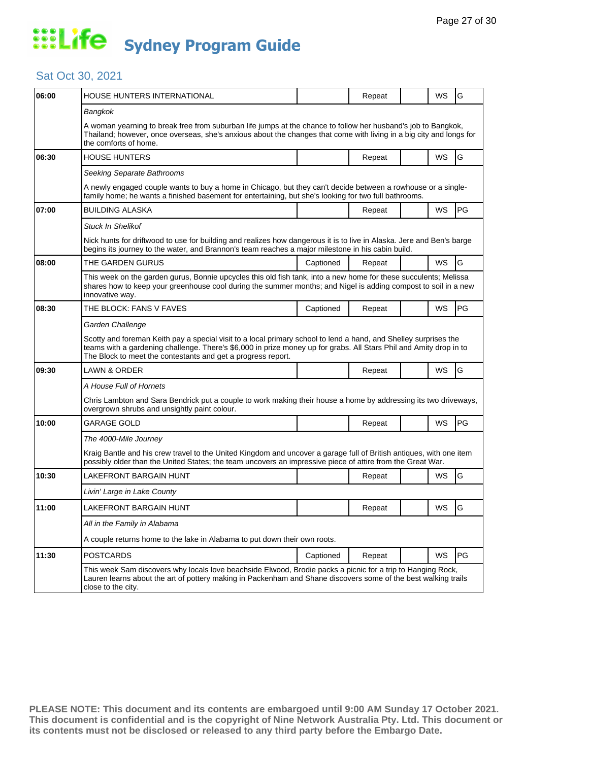# Life Sydney Program Guide

## Sat Oct 30, 2021

| Time | Program | Captioned | Repeat | | WS | Rating |
|---|---|---|---|---|---|---|
| 06:00 | HOUSE HUNTERS INTERNATIONAL | | Repeat | | WS | G |
| | *Bangkok* | | | | | |
| | A woman yearning to break free from suburban life jumps at the chance to follow her husband's job to Bangkok, Thailand; however, once overseas, she's anxious about the changes that come with living in a big city and longs for the comforts of home. | | | | | |
| 06:30 | HOUSE HUNTERS | | Repeat | | WS | G |
| | *Seeking Separate Bathrooms* | | | | | |
| | A newly engaged couple wants to buy a home in Chicago, but they can't decide between a rowhouse or a single-family home; he wants a finished basement for entertaining, but she's looking for two full bathrooms. | | | | | |
| 07:00 | BUILDING ALASKA | | Repeat | | WS | PG |
| | *Stuck In Shelikof* | | | | | |
| | Nick hunts for driftwood to use for building and realizes how dangerous it is to live in Alaska. Jere and Ben's barge begins its journey to the water, and Brannon's team reaches a major milestone in his cabin build. | | | | | |
| 08:00 | THE GARDEN GURUS | Captioned | Repeat | | WS | G |
| | This week on the garden gurus, Bonnie upcycles this old fish tank, into a new home for these succulents; Melissa shares how to keep your greenhouse cool during the summer months; and Nigel is adding compost to soil in a new innovative way. | | | | | |
| 08:30 | THE BLOCK: FANS V FAVES | Captioned | Repeat | | WS | PG |
| | *Garden Challenge* | | | | | |
| | Scotty and foreman Keith pay a special visit to a local primary school to lend a hand, and Shelley surprises the teams with a gardening challenge. There's $6,000 in prize money up for grabs. All Stars Phil and Amity drop in to The Block to meet the contestants and get a progress report. | | | | | |
| 09:30 | LAWN & ORDER | | Repeat | | WS | G |
| | *A House Full of Hornets* | | | | | |
| | Chris Lambton and Sara Bendrick put a couple to work making their house a home by addressing its two driveways, overgrown shrubs and unsightly paint colour. | | | | | |
| 10:00 | GARAGE GOLD | | Repeat | | WS | PG |
| | *The 4000-Mile Journey* | | | | | |
| | Kraig Bantle and his crew travel to the United Kingdom and uncover a garage full of British antiques, with one item possibly older than the United States; the team uncovers an impressive piece of attire from the Great War. | | | | | |
| 10:30 | LAKEFRONT BARGAIN HUNT | | Repeat | | WS | G |
| | *Livin' Large in Lake County* | | | | | |
| 11:00 | LAKEFRONT BARGAIN HUNT | | Repeat | | WS | G |
| | *All in the Family in Alabama* | | | | | |
| | A couple returns home to the lake in Alabama to put down their own roots. | | | | | |
| 11:30 | POSTCARDS | Captioned | Repeat | | WS | PG |
| | This week Sam discovers why locals love beachside Elwood, Brodie packs a picnic for a trip to Hanging Rock, Lauren learns about the art of pottery making in Packenham and Shane discovers some of the best walking trails close to the city. | | | | | |

**PLEASE NOTE: This document and its contents are embargoed until 9:00 AM Sunday 17 October 2021. This document is confidential and is the copyright of Nine Network Australia Pty. Ltd. This document or its contents must not be disclosed or released to any third party before the Embargo Date.**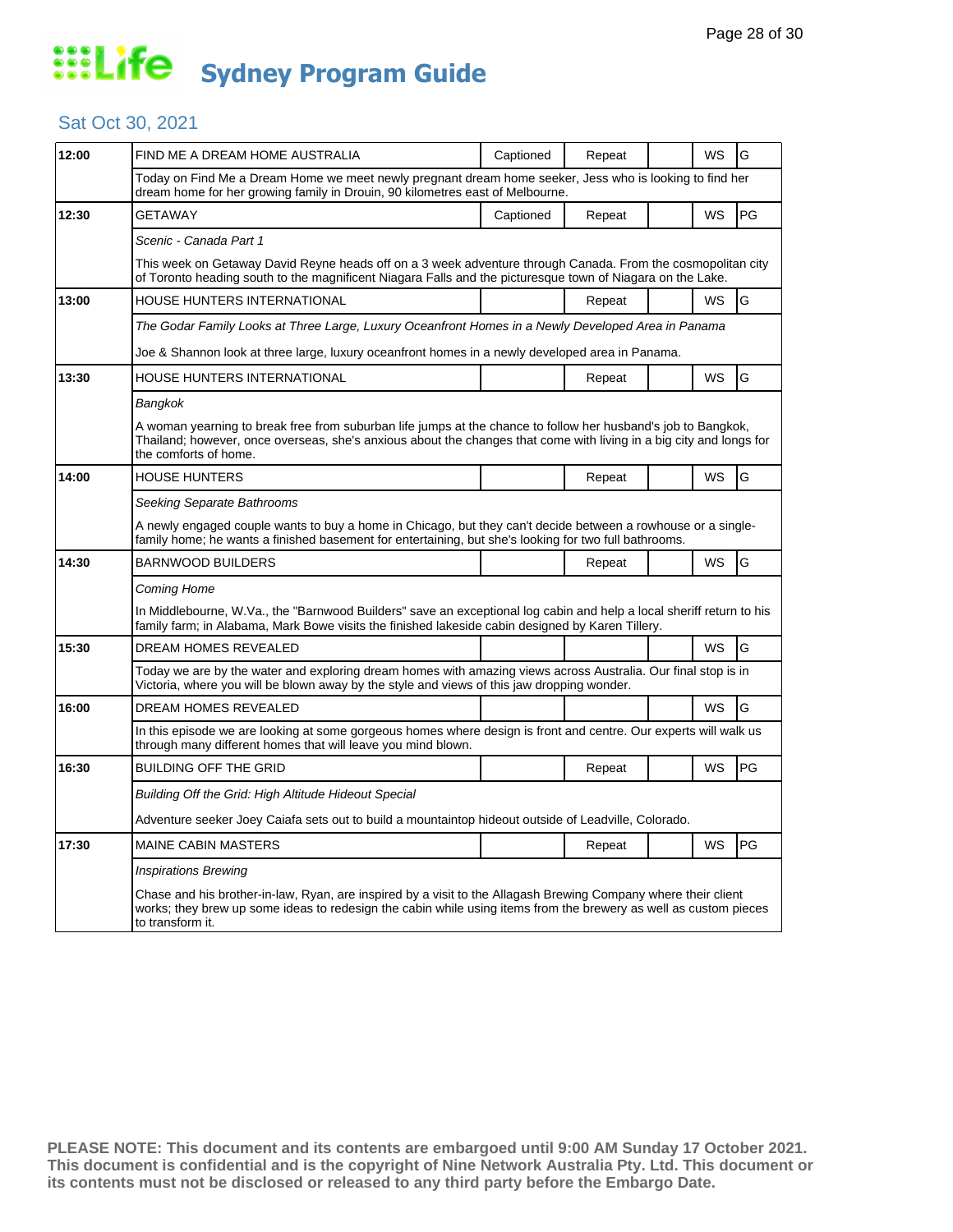# Life Sydney Program Guide

## Sat Oct 30, 2021

| Time | Program | Captioned | Repeat | | WS | Rating |
|---|---|---|---|---|---|---|
| 12:00 | FIND ME A DREAM HOME AUSTRALIA | Captioned | Repeat | | WS | G |
| | Today on Find Me a Dream Home we meet newly pregnant dream home seeker, Jess who is looking to find her dream home for her growing family in Drouin, 90 kilometres east of Melbourne. | | | | | |
| 12:30 | GETAWAY | Captioned | Repeat | | WS | PG |
| | *Scenic - Canada Part 1* | | | | | |
| | This week on Getaway David Reyne heads off on a 3 week adventure through Canada. From the cosmopolitan city of Toronto heading south to the magnificent Niagara Falls and the picturesque town of Niagara on the Lake. | | | | | |
| 13:00 | HOUSE HUNTERS INTERNATIONAL | | Repeat | | WS | G |
| | *The Godar Family Looks at Three Large, Luxury Oceanfront Homes in a Newly Developed Area in Panama* | | | | | |
| | Joe & Shannon look at three large, luxury oceanfront homes in a newly developed area in Panama. | | | | | |
| 13:30 | HOUSE HUNTERS INTERNATIONAL | | Repeat | | WS | G |
| | *Bangkok* | | | | | |
| | A woman yearning to break free from suburban life jumps at the chance to follow her husband's job to Bangkok, Thailand; however, once overseas, she's anxious about the changes that come with living in a big city and longs for the comforts of home. | | | | | |
| 14:00 | HOUSE HUNTERS | | Repeat | | WS | G |
| | *Seeking Separate Bathrooms* | | | | | |
| | A newly engaged couple wants to buy a home in Chicago, but they can't decide between a rowhouse or a single-family home; he wants a finished basement for entertaining, but she's looking for two full bathrooms. | | | | | |
| 14:30 | BARNWOOD BUILDERS | | Repeat | | WS | G |
| | *Coming Home* | | | | | |
| | In Middlebourne, W.Va., the "Barnwood Builders" save an exceptional log cabin and help a local sheriff return to his family farm; in Alabama, Mark Bowe visits the finished lakeside cabin designed by Karen Tillery. | | | | | |
| 15:30 | DREAM HOMES REVEALED | | | | WS | G |
| | Today we are by the water and exploring dream homes with amazing views across Australia. Our final stop is in Victoria, where you will be blown away by the style and views of this jaw dropping wonder. | | | | | |
| 16:00 | DREAM HOMES REVEALED | | | | WS | G |
| | In this episode we are looking at some gorgeous homes where design is front and centre. Our experts will walk us through many different homes that will leave you mind blown. | | | | | |
| 16:30 | BUILDING OFF THE GRID | | Repeat | | WS | PG |
| | *Building Off the Grid: High Altitude Hideout Special* | | | | | |
| | Adventure seeker Joey Caiafa sets out to build a mountaintop hideout outside of Leadville, Colorado. | | | | | |
| 17:30 | MAINE CABIN MASTERS | | Repeat | | WS | PG |
| | *Inspirations Brewing* | | | | | |
| | Chase and his brother-in-law, Ryan, are inspired by a visit to the Allagash Brewing Company where their client works; they brew up some ideas to redesign the cabin while using items from the brewery as well as custom pieces to transform it. | | | | | |

**PLEASE NOTE: This document and its contents are embargoed until 9:00 AM Sunday 17 October 2021. This document is confidential and is the copyright of Nine Network Australia Pty. Ltd. This document or its contents must not be disclosed or released to any third party before the Embargo Date.**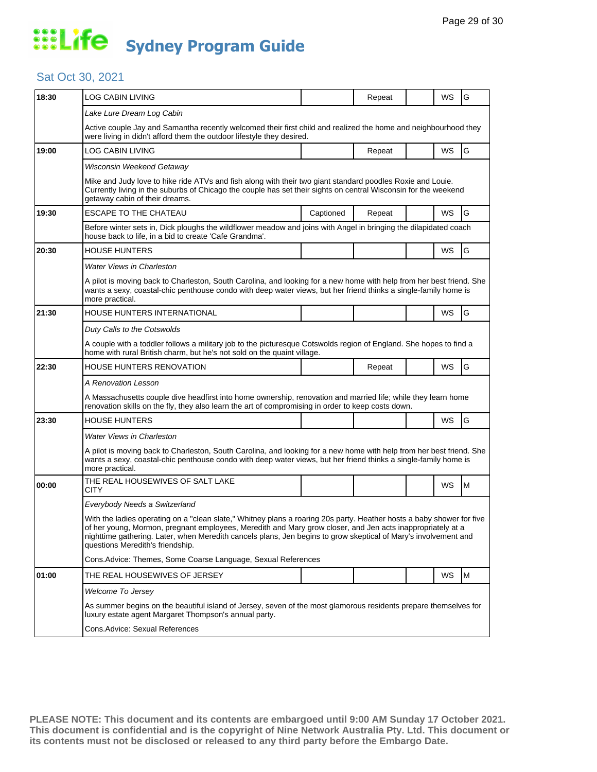# Life Sydney Program Guide

## Sat Oct 30, 2021

| Time | Program | Captioned | Repeat | | WS | Rating |
|---|---|---|---|---|---|---|
| 18:30 | LOG CABIN LIVING | | Repeat | | WS | G |
| | *Lake Lure Dream Log Cabin* | | | | | |
| | Active couple Jay and Samantha recently welcomed their first child and realized the home and neighbourhood they were living in didn't afford them the outdoor lifestyle they desired. | | | | | |
| 19:00 | LOG CABIN LIVING | | Repeat | | WS | G |
| | *Wisconsin Weekend Getaway* | | | | | |
| | Mike and Judy love to hike ride ATVs and fish along with their two giant standard poodles Roxie and Louie. Currently living in the suburbs of Chicago the couple has set their sights on central Wisconsin for the weekend getaway cabin of their dreams. | | | | | |
| 19:30 | ESCAPE TO THE CHATEAU | Captioned | Repeat | | WS | G |
| | Before winter sets in, Dick ploughs the wildflower meadow and joins with Angel in bringing the dilapidated coach house back to life, in a bid to create 'Cafe Grandma'. | | | | | |
| 20:30 | HOUSE HUNTERS | | | | WS | G |
| | *Water Views in Charleston* | | | | | |
| | A pilot is moving back to Charleston, South Carolina, and looking for a new home with help from her best friend. She wants a sexy, coastal-chic penthouse condo with deep water views, but her friend thinks a single-family home is more practical. | | | | | |
| 21:30 | HOUSE HUNTERS INTERNATIONAL | | | | WS | G |
| | *Duty Calls to the Cotswolds* | | | | | |
| | A couple with a toddler follows a military job to the picturesque Cotswolds region of England. She hopes to find a home with rural British charm, but he's not sold on the quaint village. | | | | | |
| 22:30 | HOUSE HUNTERS RENOVATION | | Repeat | | WS | G |
| | *A Renovation Lesson* | | | | | |
| | A Massachusetts couple dive headfirst into home ownership, renovation and married life; while they learn home renovation skills on the fly, they also learn the art of compromising in order to keep costs down. | | | | | |
| 23:30 | HOUSE HUNTERS | | | | WS | G |
| | *Water Views in Charleston* | | | | | |
| | A pilot is moving back to Charleston, South Carolina, and looking for a new home with help from her best friend. She wants a sexy, coastal-chic penthouse condo with deep water views, but her friend thinks a single-family home is more practical. | | | | | |
| 00:00 | THE REAL HOUSEWIVES OF SALT LAKE CITY | | | | WS | M |
| | *Everybody Needs a Switzerland* | | | | | |
| | With the ladies operating on a "clean slate," Whitney plans a roaring 20s party. Heather hosts a baby shower for five of her young, Mormon, pregnant employees, Meredith and Mary grow closer, and Jen acts inappropriately at a nighttime gathering. Later, when Meredith cancels plans, Jen begins to grow skeptical of Mary's involvement and questions Meredith's friendship. | | | | | |
| | Cons.Advice: Themes, Some Coarse Language, Sexual References | | | | | |
| 01:00 | THE REAL HOUSEWIVES OF JERSEY | | | | WS | M |
| | *Welcome To Jersey* | | | | | |
| | As summer begins on the beautiful island of Jersey, seven of the most glamorous residents prepare themselves for luxury estate agent Margaret Thompson's annual party. | | | | | |
| | Cons.Advice: Sexual References | | | | | |

**PLEASE NOTE: This document and its contents are embargoed until 9:00 AM Sunday 17 October 2021. This document is confidential and is the copyright of Nine Network Australia Pty. Ltd. This document or its contents must not be disclosed or released to any third party before the Embargo Date.**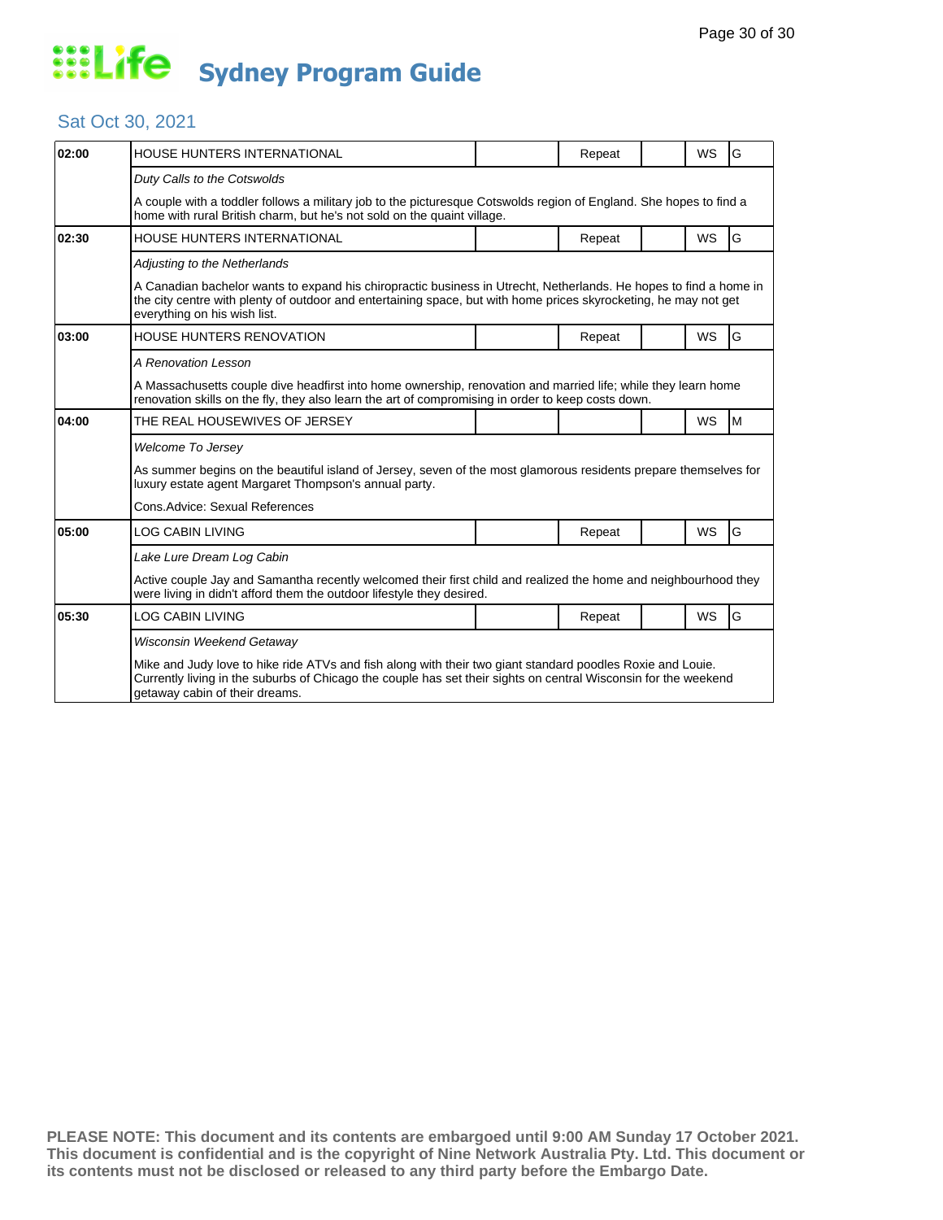# Life Sydney Program Guide

## Sat Oct 30, 2021

| | | | | | | |
|---|---|---|---|---|---|---|
| **02:00** | HOUSE HUNTERS INTERNATIONAL | | Repeat | | WS | G |
| | *Duty Calls to the Cotswolds* | | | | | |
| | A couple with a toddler follows a military job to the picturesque Cotswolds region of England. She hopes to find a home with rural British charm, but he's not sold on the quaint village. | | | | | |
| **02:30** | HOUSE HUNTERS INTERNATIONAL | | Repeat | | WS | G |
| | *Adjusting to the Netherlands* | | | | | |
| | A Canadian bachelor wants to expand his chiropractic business in Utrecht, Netherlands. He hopes to find a home in the city centre with plenty of outdoor and entertaining space, but with home prices skyrocketing, he may not get everything on his wish list. | | | | | |
| **03:00** | HOUSE HUNTERS RENOVATION | | Repeat | | WS | G |
| | *A Renovation Lesson* | | | | | |
| | A Massachusetts couple dive headfirst into home ownership, renovation and married life; while they learn home renovation skills on the fly, they also learn the art of compromising in order to keep costs down. | | | | | |
| **04:00** | THE REAL HOUSEWIVES OF JERSEY | | | | WS | M |
| | *Welcome To Jersey* | | | | | |
| | As summer begins on the beautiful island of Jersey, seven of the most glamorous residents prepare themselves for luxury estate agent Margaret Thompson's annual party. | | | | | |
| | Cons.Advice: Sexual References | | | | | |
| **05:00** | LOG CABIN LIVING | | Repeat | | WS | G |
| | *Lake Lure Dream Log Cabin* | | | | | |
| | Active couple Jay and Samantha recently welcomed their first child and realized the home and neighbourhood they were living in didn't afford them the outdoor lifestyle they desired. | | | | | |
| **05:30** | LOG CABIN LIVING | | Repeat | | WS | G |
| | *Wisconsin Weekend Getaway* | | | | | |
| | Mike and Judy love to hike ride ATVs and fish along with their two giant standard poodles Roxie and Louie. Currently living in the suburbs of Chicago the couple has set their sights on central Wisconsin for the weekend getaway cabin of their dreams. | | | | | |

**PLEASE NOTE: This document and its contents are embargoed until 9:00 AM Sunday 17 October 2021. This document is confidential and is the copyright of Nine Network Australia Pty. Ltd. This document or its contents must not be disclosed or released to any third party before the Embargo Date.**